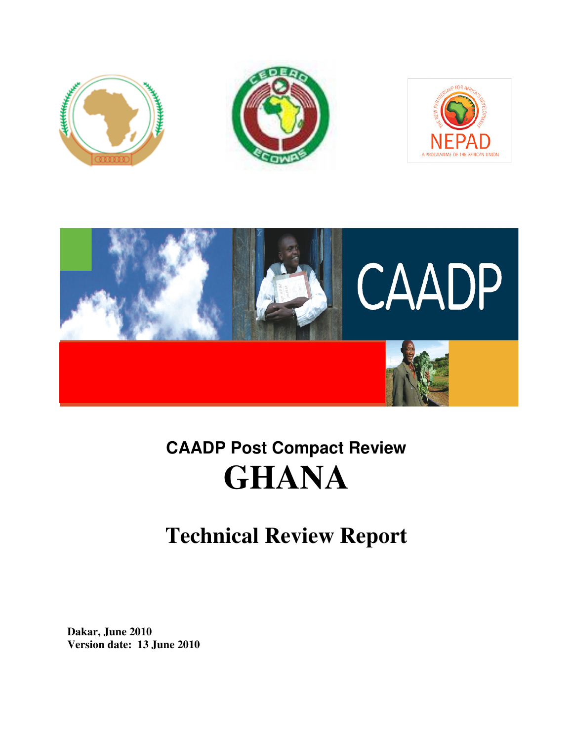# CAADP Post Compact Review

# GHANA

## Technical Review Report

**Dakar, June 2010**
**Version date: 13 June 2010**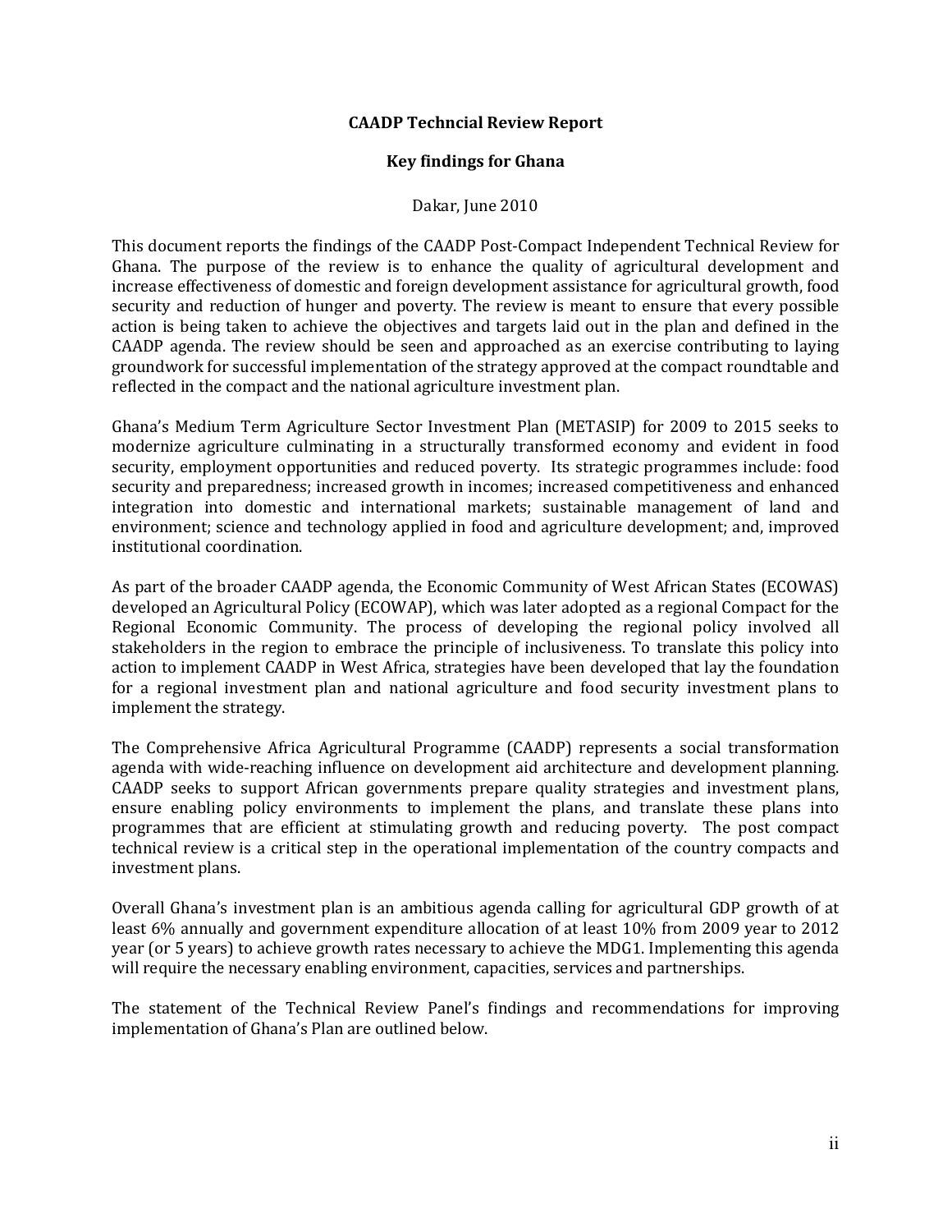**CAADP Techncial Review Report**

**Key findings for Ghana**

Dakar, June 2010

This document reports the findings of the CAADP Post-Compact Independent Technical Review for Ghana. The purpose of the review is to enhance the quality of agricultural development and increase effectiveness of domestic and foreign development assistance for agricultural growth, food security and reduction of hunger and poverty. The review is meant to ensure that every possible action is being taken to achieve the objectives and targets laid out in the plan and defined in the CAADP agenda. The review should be seen and approached as an exercise contributing to laying groundwork for successful implementation of the strategy approved at the compact roundtable and reflected in the compact and the national agriculture investment plan.

Ghana's Medium Term Agriculture Sector Investment Plan (METASIP) for 2009 to 2015 seeks to modernize agriculture culminating in a structurally transformed economy and evident in food security, employment opportunities and reduced poverty. Its strategic programmes include: food security and preparedness; increased growth in incomes; increased competitiveness and enhanced integration into domestic and international markets; sustainable management of land and environment; science and technology applied in food and agriculture development; and, improved institutional coordination.

As part of the broader CAADP agenda, the Economic Community of West African States (ECOWAS) developed an Agricultural Policy (ECOWAP), which was later adopted as a regional Compact for the Regional Economic Community. The process of developing the regional policy involved all stakeholders in the region to embrace the principle of inclusiveness. To translate this policy into action to implement CAADP in West Africa, strategies have been developed that lay the foundation for a regional investment plan and national agriculture and food security investment plans to implement the strategy.

The Comprehensive Africa Agricultural Programme (CAADP) represents a social transformation agenda with wide-reaching influence on development aid architecture and development planning. CAADP seeks to support African governments prepare quality strategies and investment plans, ensure enabling policy environments to implement the plans, and translate these plans into programmes that are efficient at stimulating growth and reducing poverty. The post compact technical review is a critical step in the operational implementation of the country compacts and investment plans.

Overall Ghana's investment plan is an ambitious agenda calling for agricultural GDP growth of at least 6% annually and government expenditure allocation of at least 10% from 2009 year to 2012 year (or 5 years) to achieve growth rates necessary to achieve the MDG1. Implementing this agenda will require the necessary enabling environment, capacities, services and partnerships.

The statement of the Technical Review Panel's findings and recommendations for improving implementation of Ghana's Plan are outlined below.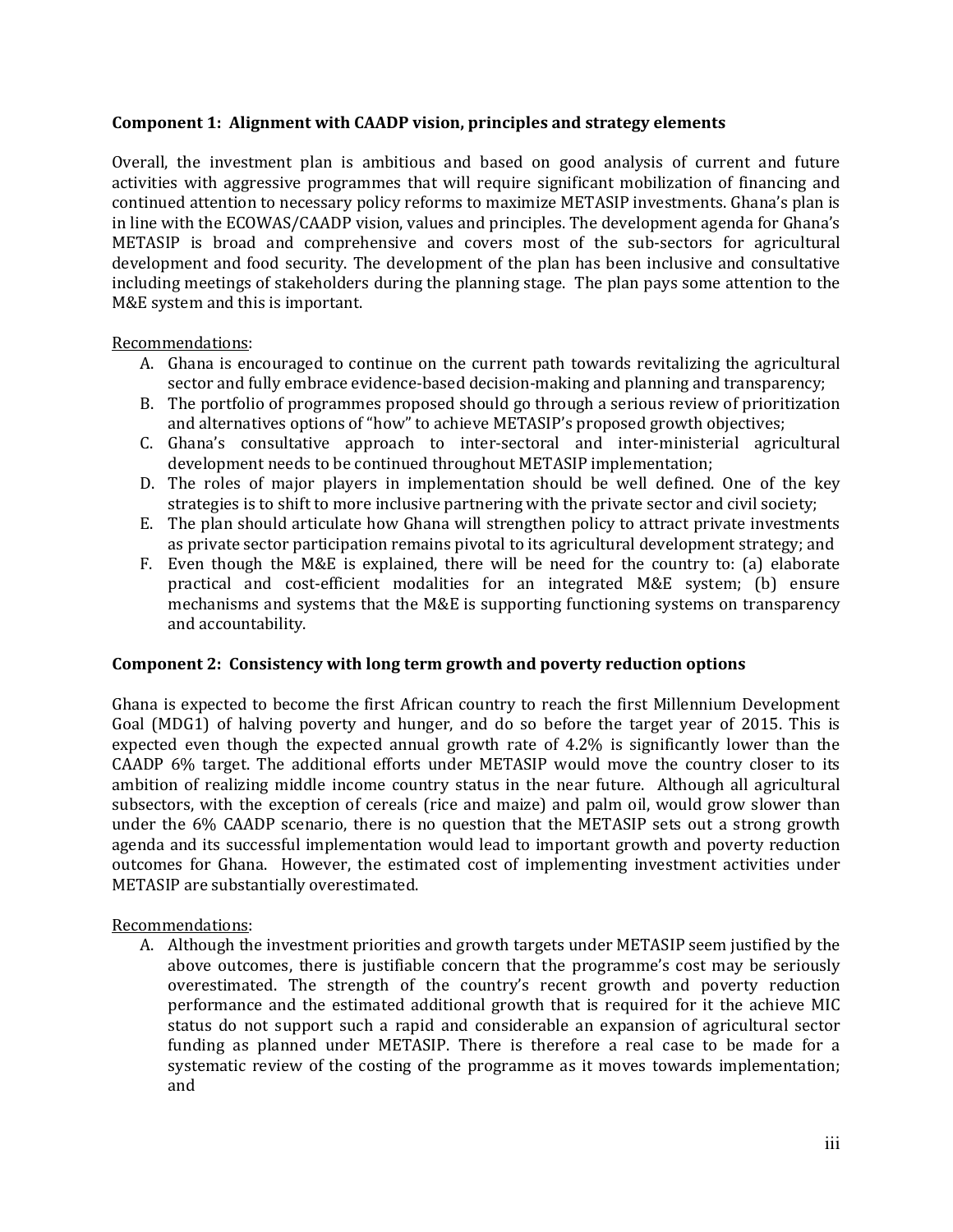**Component 1: Alignment with CAADP vision, principles and strategy elements**

Overall, the investment plan is ambitious and based on good analysis of current and future activities with aggressive programmes that will require significant mobilization of financing and continued attention to necessary policy reforms to maximize METASIP investments. Ghana's plan is in line with the ECOWAS/CAADP vision, values and principles. The development agenda for Ghana's METASIP is broad and comprehensive and covers most of the sub-sectors for agricultural development and food security. The development of the plan has been inclusive and consultative including meetings of stakeholders during the planning stage. The plan pays some attention to the M&E system and this is important.

Recommendations:

A. Ghana is encouraged to continue on the current path towards revitalizing the agricultural sector and fully embrace evidence-based decision-making and planning and transparency;
B. The portfolio of programmes proposed should go through a serious review of prioritization and alternatives options of "how" to achieve METASIP's proposed growth objectives;
C. Ghana's consultative approach to inter-sectoral and inter-ministerial agricultural development needs to be continued throughout METASIP implementation;
D. The roles of major players in implementation should be well defined. One of the key strategies is to shift to more inclusive partnering with the private sector and civil society;
E. The plan should articulate how Ghana will strengthen policy to attract private investments as private sector participation remains pivotal to its agricultural development strategy; and
F. Even though the M&E is explained, there will be need for the country to: (a) elaborate practical and cost-efficient modalities for an integrated M&E system; (b) ensure mechanisms and systems that the M&E is supporting functioning systems on transparency and accountability.

**Component 2: Consistency with long term growth and poverty reduction options**

Ghana is expected to become the first African country to reach the first Millennium Development Goal (MDG1) of halving poverty and hunger, and do so before the target year of 2015. This is expected even though the expected annual growth rate of 4.2% is significantly lower than the CAADP 6% target. The additional efforts under METASIP would move the country closer to its ambition of realizing middle income country status in the near future. Although all agricultural subsectors, with the exception of cereals (rice and maize) and palm oil, would grow slower than under the 6% CAADP scenario, there is no question that the METASIP sets out a strong growth agenda and its successful implementation would lead to important growth and poverty reduction outcomes for Ghana. However, the estimated cost of implementing investment activities under METASIP are substantially overestimated.

Recommendations:

A. Although the investment priorities and growth targets under METASIP seem justified by the above outcomes, there is justifiable concern that the programme's cost may be seriously overestimated. The strength of the country's recent growth and poverty reduction performance and the estimated additional growth that is required for it the achieve MIC status do not support such a rapid and considerable an expansion of agricultural sector funding as planned under METASIP. There is therefore a real case to be made for a systematic review of the costing of the programme as it moves towards implementation; and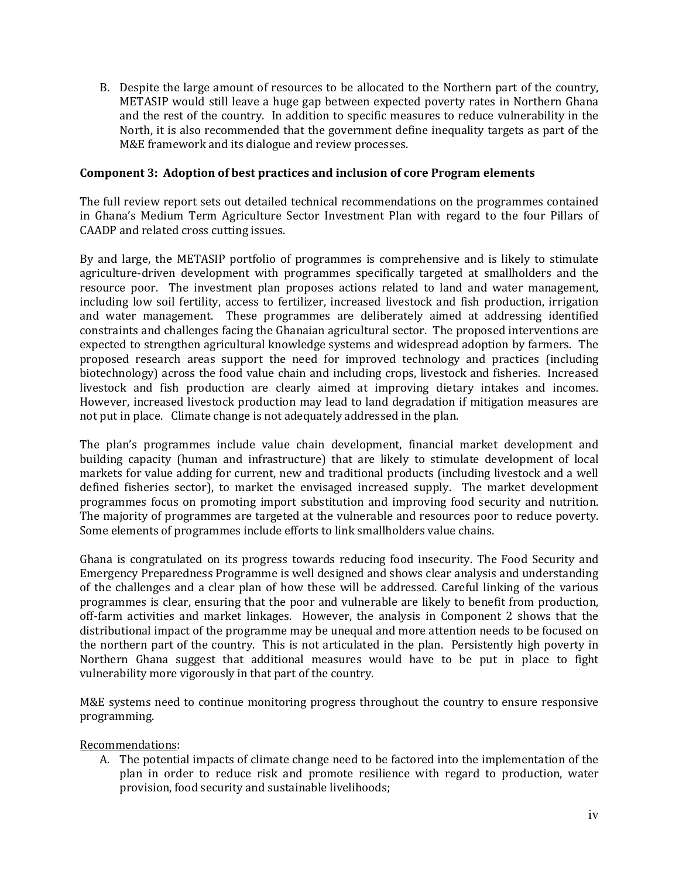B. Despite the large amount of resources to be allocated to the Northern part of the country, METASIP would still leave a huge gap between expected poverty rates in Northern Ghana and the rest of the country. In addition to specific measures to reduce vulnerability in the North, it is also recommended that the government define inequality targets as part of the M&E framework and its dialogue and review processes.

**Component 3: Adoption of best practices and inclusion of core Program elements**

The full review report sets out detailed technical recommendations on the programmes contained in Ghana's Medium Term Agriculture Sector Investment Plan with regard to the four Pillars of CAADP and related cross cutting issues.

By and large, the METASIP portfolio of programmes is comprehensive and is likely to stimulate agriculture-driven development with programmes specifically targeted at smallholders and the resource poor. The investment plan proposes actions related to land and water management, including low soil fertility, access to fertilizer, increased livestock and fish production, irrigation and water management. These programmes are deliberately aimed at addressing identified constraints and challenges facing the Ghanaian agricultural sector. The proposed interventions are expected to strengthen agricultural knowledge systems and widespread adoption by farmers. The proposed research areas support the need for improved technology and practices (including biotechnology) across the food value chain and including crops, livestock and fisheries. Increased livestock and fish production are clearly aimed at improving dietary intakes and incomes. However, increased livestock production may lead to land degradation if mitigation measures are not put in place. Climate change is not adequately addressed in the plan.

The plan's programmes include value chain development, financial market development and building capacity (human and infrastructure) that are likely to stimulate development of local markets for value adding for current, new and traditional products (including livestock and a well defined fisheries sector), to market the envisaged increased supply. The market development programmes focus on promoting import substitution and improving food security and nutrition. The majority of programmes are targeted at the vulnerable and resources poor to reduce poverty. Some elements of programmes include efforts to link smallholders value chains.

Ghana is congratulated on its progress towards reducing food insecurity. The Food Security and Emergency Preparedness Programme is well designed and shows clear analysis and understanding of the challenges and a clear plan of how these will be addressed. Careful linking of the various programmes is clear, ensuring that the poor and vulnerable are likely to benefit from production, off-farm activities and market linkages. However, the analysis in Component 2 shows that the distributional impact of the programme may be unequal and more attention needs to be focused on the northern part of the country. This is not articulated in the plan. Persistently high poverty in Northern Ghana suggest that additional measures would have to be put in place to fight vulnerability more vigorously in that part of the country.

M&E systems need to continue monitoring progress throughout the country to ensure responsive programming.

Recommendations:

A. The potential impacts of climate change need to be factored into the implementation of the plan in order to reduce risk and promote resilience with regard to production, water provision, food security and sustainable livelihoods;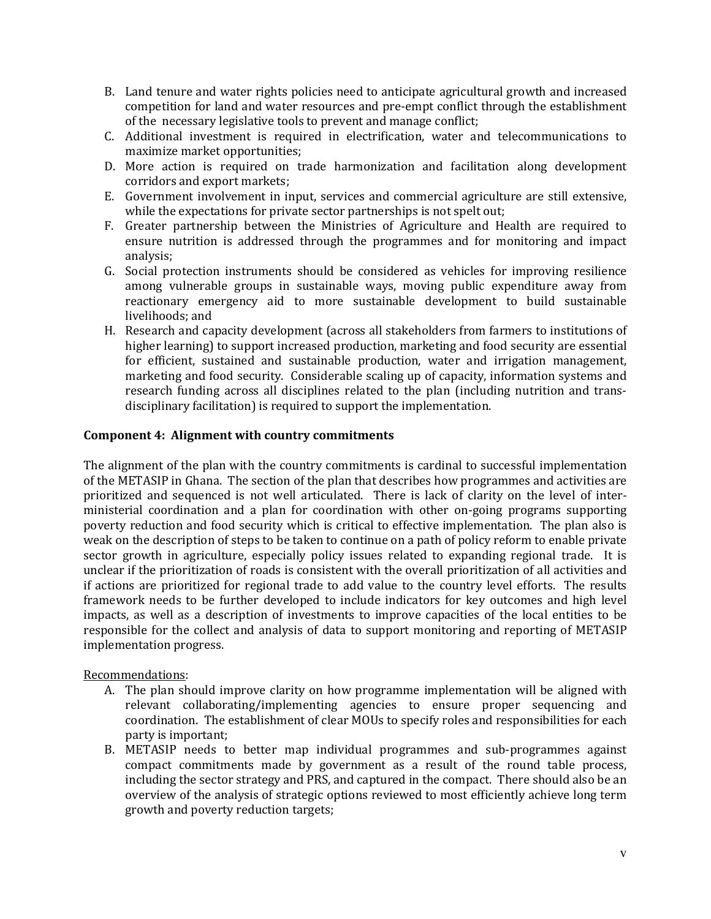B. Land tenure and water rights policies need to anticipate agricultural growth and increased competition for land and water resources and pre-empt conflict through the establishment of the necessary legislative tools to prevent and manage conflict;
C. Additional investment is required in electrification, water and telecommunications to maximize market opportunities;
D. More action is required on trade harmonization and facilitation along development corridors and export markets;
E. Government involvement in input, services and commercial agriculture are still extensive, while the expectations for private sector partnerships is not spelt out;
F. Greater partnership between the Ministries of Agriculture and Health are required to ensure nutrition is addressed through the programmes and for monitoring and impact analysis;
G. Social protection instruments should be considered as vehicles for improving resilience among vulnerable groups in sustainable ways, moving public expenditure away from reactionary emergency aid to more sustainable development to build sustainable livelihoods; and
H. Research and capacity development (across all stakeholders from farmers to institutions of higher learning) to support increased production, marketing and food security are essential for efficient, sustained and sustainable production, water and irrigation management, marketing and food security. Considerable scaling up of capacity, information systems and research funding across all disciplines related to the plan (including nutrition and trans-disciplinary facilitation) is required to support the implementation.

**Component 4: Alignment with country commitments**

The alignment of the plan with the country commitments is cardinal to successful implementation of the METASIP in Ghana. The section of the plan that describes how programmes and activities are prioritized and sequenced is not well articulated. There is lack of clarity on the level of inter-ministerial coordination and a plan for coordination with other on-going programs supporting poverty reduction and food security which is critical to effective implementation. The plan also is weak on the description of steps to be taken to continue on a path of policy reform to enable private sector growth in agriculture, especially policy issues related to expanding regional trade. It is unclear if the prioritization of roads is consistent with the overall prioritization of all activities and if actions are prioritized for regional trade to add value to the country level efforts. The results framework needs to be further developed to include indicators for key outcomes and high level impacts, as well as a description of investments to improve capacities of the local entities to be responsible for the collect and analysis of data to support monitoring and reporting of METASIP implementation progress.

Recommendations:

A. The plan should improve clarity on how programme implementation will be aligned with relevant collaborating/implementing agencies to ensure proper sequencing and coordination. The establishment of clear MOUs to specify roles and responsibilities for each party is important;
B. METASIP needs to better map individual programmes and sub-programmes against compact commitments made by government as a result of the round table process, including the sector strategy and PRS, and captured in the compact. There should also be an overview of the analysis of strategic options reviewed to most efficiently achieve long term growth and poverty reduction targets;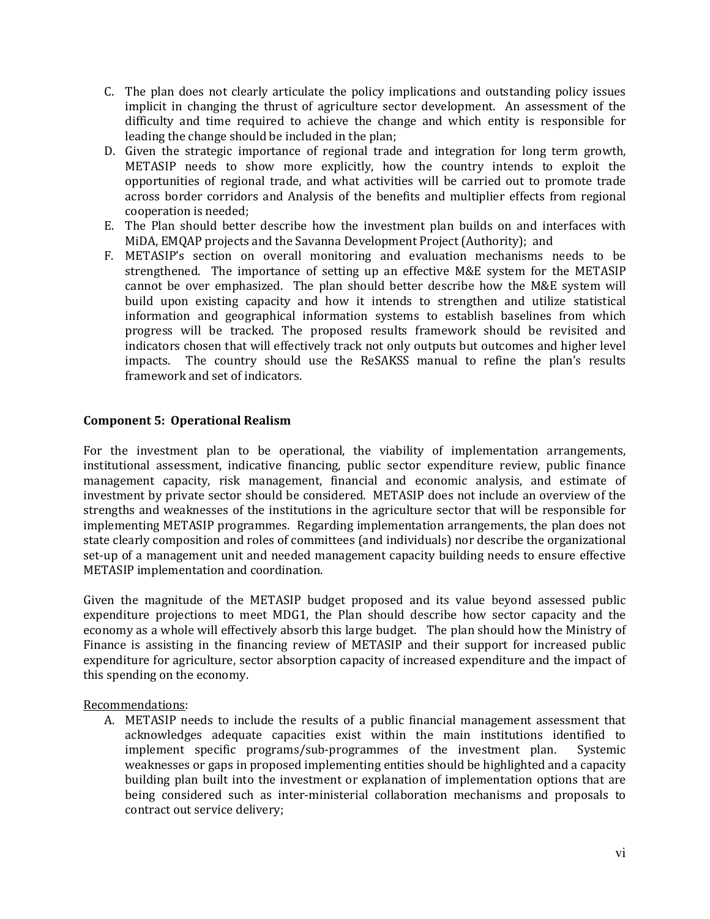C. The plan does not clearly articulate the policy implications and outstanding policy issues implicit in changing the thrust of agriculture sector development. An assessment of the difficulty and time required to achieve the change and which entity is responsible for leading the change should be included in the plan;
D. Given the strategic importance of regional trade and integration for long term growth, METASIP needs to show more explicitly, how the country intends to exploit the opportunities of regional trade, and what activities will be carried out to promote trade across border corridors and Analysis of the benefits and multiplier effects from regional cooperation is needed;
E. The Plan should better describe how the investment plan builds on and interfaces with MiDA, EMQAP projects and the Savanna Development Project (Authority); and
F. METASIP's section on overall monitoring and evaluation mechanisms needs to be strengthened. The importance of setting up an effective M&E system for the METASIP cannot be over emphasized. The plan should better describe how the M&E system will build upon existing capacity and how it intends to strengthen and utilize statistical information and geographical information systems to establish baselines from which progress will be tracked. The proposed results framework should be revisited and indicators chosen that will effectively track not only outputs but outcomes and higher level impacts. The country should use the ReSAKSS manual to refine the plan's results framework and set of indicators.

**Component 5: Operational Realism**

For the investment plan to be operational, the viability of implementation arrangements, institutional assessment, indicative financing, public sector expenditure review, public finance management capacity, risk management, financial and economic analysis, and estimate of investment by private sector should be considered. METASIP does not include an overview of the strengths and weaknesses of the institutions in the agriculture sector that will be responsible for implementing METASIP programmes. Regarding implementation arrangements, the plan does not state clearly composition and roles of committees (and individuals) nor describe the organizational set-up of a management unit and needed management capacity building needs to ensure effective METASIP implementation and coordination.

Given the magnitude of the METASIP budget proposed and its value beyond assessed public expenditure projections to meet MDG1, the Plan should describe how sector capacity and the economy as a whole will effectively absorb this large budget. The plan should how the Ministry of Finance is assisting in the financing review of METASIP and their support for increased public expenditure for agriculture, sector absorption capacity of increased expenditure and the impact of this spending on the economy.

Recommendations:

A. METASIP needs to include the results of a public financial management assessment that acknowledges adequate capacities exist within the main institutions identified to implement specific programs/sub-programmes of the investment plan. Systemic weaknesses or gaps in proposed implementing entities should be highlighted and a capacity building plan built into the investment or explanation of implementation options that are being considered such as inter-ministerial collaboration mechanisms and proposals to contract out service delivery;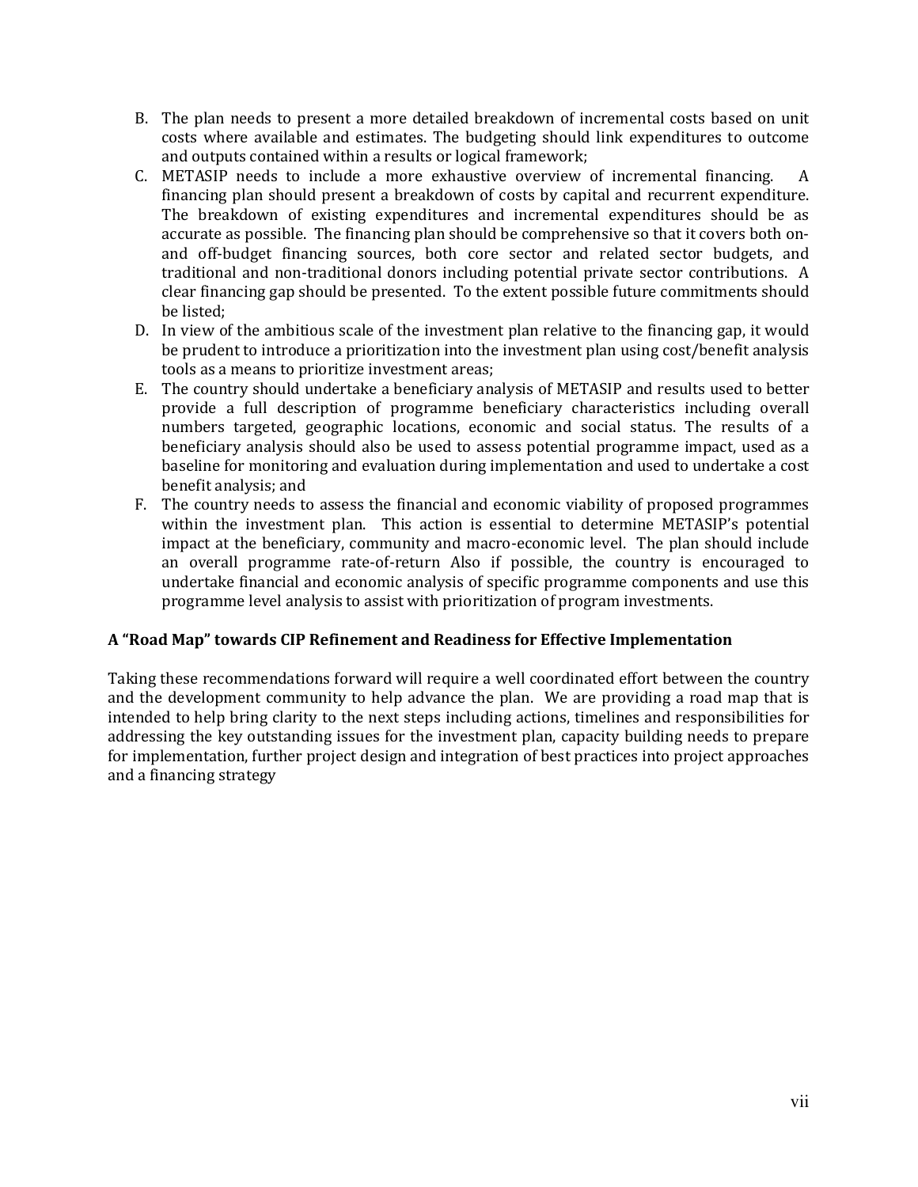B. The plan needs to present a more detailed breakdown of incremental costs based on unit costs where available and estimates. The budgeting should link expenditures to outcome and outputs contained within a results or logical framework;
C. METASIP needs to include a more exhaustive overview of incremental financing. A financing plan should present a breakdown of costs by capital and recurrent expenditure. The breakdown of existing expenditures and incremental expenditures should be as accurate as possible. The financing plan should be comprehensive so that it covers both on- and off-budget financing sources, both core sector and related sector budgets, and traditional and non-traditional donors including potential private sector contributions. A clear financing gap should be presented. To the extent possible future commitments should be listed;
D. In view of the ambitious scale of the investment plan relative to the financing gap, it would be prudent to introduce a prioritization into the investment plan using cost/benefit analysis tools as a means to prioritize investment areas;
E. The country should undertake a beneficiary analysis of METASIP and results used to better provide a full description of programme beneficiary characteristics including overall numbers targeted, geographic locations, economic and social status. The results of a beneficiary analysis should also be used to assess potential programme impact, used as a baseline for monitoring and evaluation during implementation and used to undertake a cost benefit analysis; and
F. The country needs to assess the financial and economic viability of proposed programmes within the investment plan. This action is essential to determine METASIP's potential impact at the beneficiary, community and macro-economic level. The plan should include an overall programme rate-of-return Also if possible, the country is encouraged to undertake financial and economic analysis of specific programme components and use this programme level analysis to assist with prioritization of program investments.

### A "Road Map" towards CIP Refinement and Readiness for Effective Implementation

Taking these recommendations forward will require a well coordinated effort between the country and the development community to help advance the plan. We are providing a road map that is intended to help bring clarity to the next steps including actions, timelines and responsibilities for addressing the key outstanding issues for the investment plan, capacity building needs to prepare for implementation, further project design and integration of best practices into project approaches and a financing strategy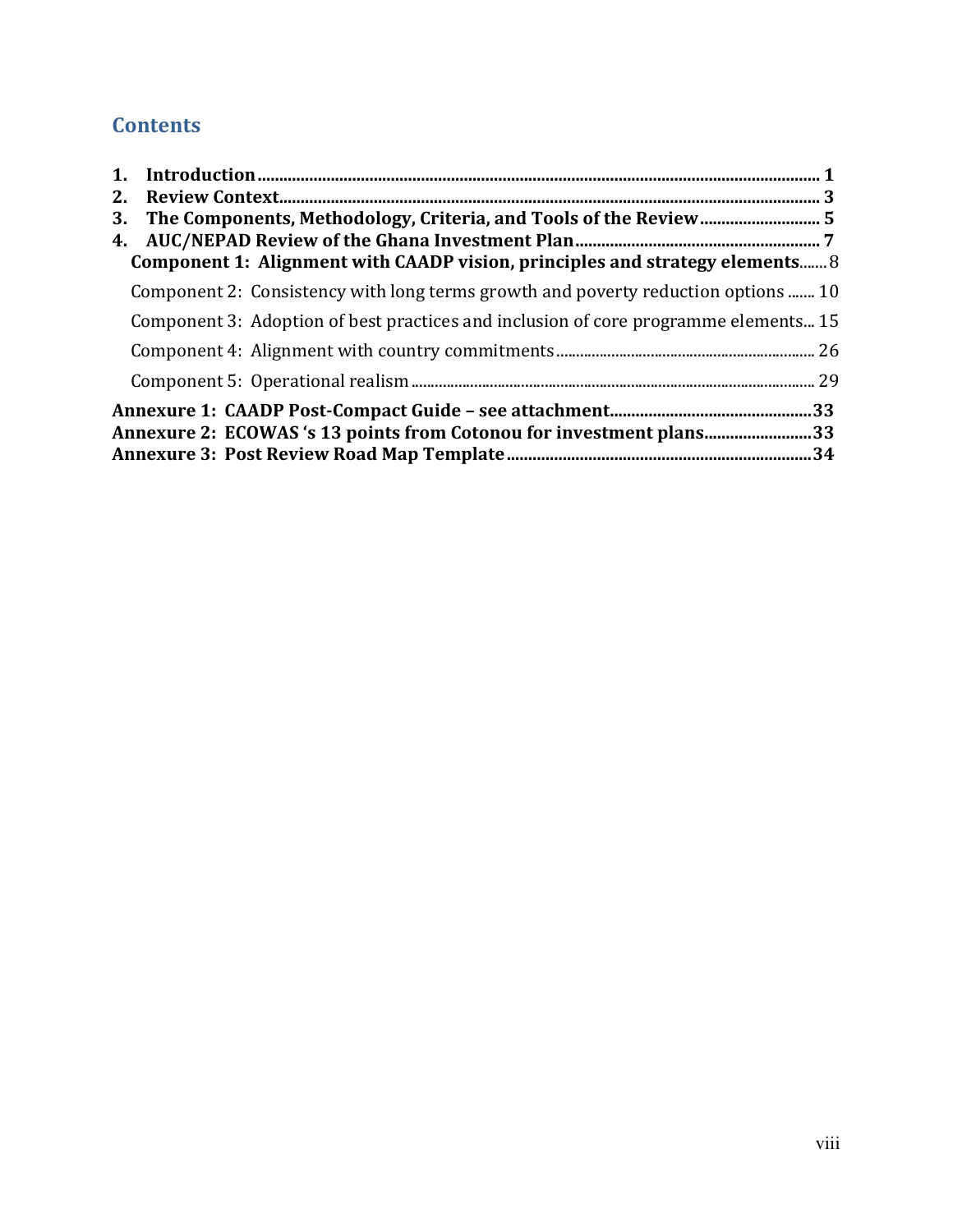## Contents

**1. Introduction** ........................................................................................................................ **1**
**2. Review Context** ..................................................................................................................... **3**
**3. The Components, Methodology, Criteria, and Tools of the Review** ............................ **5**
**4. AUC/NEPAD Review of the Ghana Investment Plan** ......................................................... **7**
**Component 1: Alignment with CAADP vision, principles and strategy elements** ....... 8
Component 2: Consistency with long terms growth and poverty reduction options ....... 10
Component 3: Adoption of best practices and inclusion of core programme elements... 15
Component 4: Alignment with country commitments ................................................................. 26
Component 5: Operational realism .................................................................................................... 29
**Annexure 1: CAADP Post-Compact Guide – see attachment** ............................................... **33**
**Annexure 2: ECOWAS 's 13 points from Cotonou for investment plans** .......................... **33**
**Annexure 3: Post Review Road Map Template** ....................................................................... **34**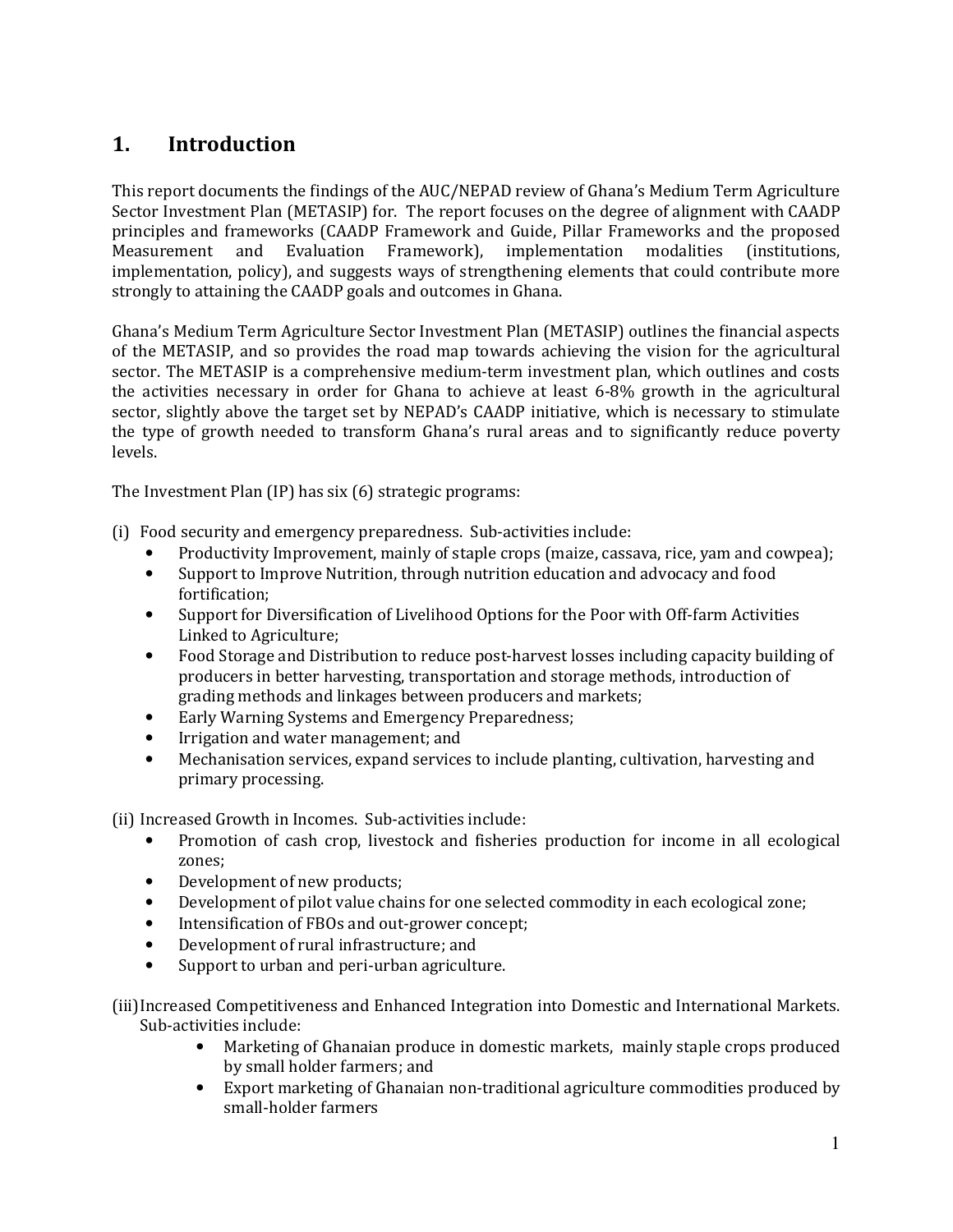# 1. Introduction

This report documents the findings of the AUC/NEPAD review of Ghana's Medium Term Agriculture Sector Investment Plan (METASIP) for. The report focuses on the degree of alignment with CAADP principles and frameworks (CAADP Framework and Guide, Pillar Frameworks and the proposed Measurement and Evaluation Framework), implementation modalities (institutions, implementation, policy), and suggests ways of strengthening elements that could contribute more strongly to attaining the CAADP goals and outcomes in Ghana.

Ghana's Medium Term Agriculture Sector Investment Plan (METASIP) outlines the financial aspects of the METASIP, and so provides the road map towards achieving the vision for the agricultural sector. The METASIP is a comprehensive medium-term investment plan, which outlines and costs the activities necessary in order for Ghana to achieve at least 6-8% growth in the agricultural sector, slightly above the target set by NEPAD's CAADP initiative, which is necessary to stimulate the type of growth needed to transform Ghana's rural areas and to significantly reduce poverty levels.

The Investment Plan (IP) has six (6) strategic programs:

(i) Food security and emergency preparedness. Sub-activities include:

- Productivity Improvement, mainly of staple crops (maize, cassava, rice, yam and cowpea);
- Support to Improve Nutrition, through nutrition education and advocacy and food fortification;
- Support for Diversification of Livelihood Options for the Poor with Off-farm Activities Linked to Agriculture;
- Food Storage and Distribution to reduce post-harvest losses including capacity building of producers in better harvesting, transportation and storage methods, introduction of grading methods and linkages between producers and markets;
- Early Warning Systems and Emergency Preparedness;
- Irrigation and water management; and
- Mechanisation services, expand services to include planting, cultivation, harvesting and primary processing.

(ii) Increased Growth in Incomes. Sub-activities include:

- Promotion of cash crop, livestock and fisheries production for income in all ecological zones;
- Development of new products;
- Development of pilot value chains for one selected commodity in each ecological zone;
- Intensification of FBOs and out-grower concept;
- Development of rural infrastructure; and
- Support to urban and peri-urban agriculture.

(iii) Increased Competitiveness and Enhanced Integration into Domestic and International Markets. Sub-activities include:

- Marketing of Ghanaian produce in domestic markets, mainly staple crops produced by small holder farmers; and
- Export marketing of Ghanaian non-traditional agriculture commodities produced by small-holder farmers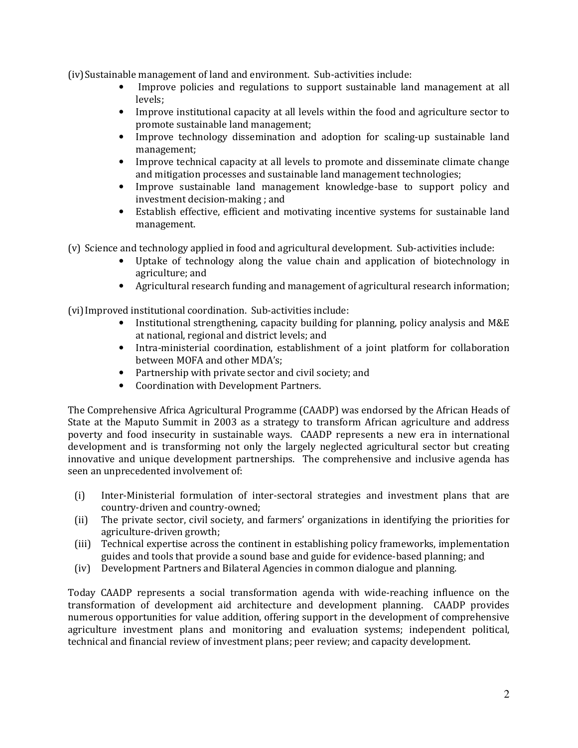(iv) Sustainable management of land and environment. Sub-activities include:

- Improve policies and regulations to support sustainable land management at all levels;
- Improve institutional capacity at all levels within the food and agriculture sector to promote sustainable land management;
- Improve technology dissemination and adoption for scaling-up sustainable land management;
- Improve technical capacity at all levels to promote and disseminate climate change and mitigation processes and sustainable land management technologies;
- Improve sustainable land management knowledge-base to support policy and investment decision-making ; and
- Establish effective, efficient and motivating incentive systems for sustainable land management.

(v) Science and technology applied in food and agricultural development. Sub-activities include:

- Uptake of technology along the value chain and application of biotechnology in agriculture; and
- Agricultural research funding and management of agricultural research information;

(vi) Improved institutional coordination. Sub-activities include:

- Institutional strengthening, capacity building for planning, policy analysis and M&E at national, regional and district levels; and
- Intra-ministerial coordination, establishment of a joint platform for collaboration between MOFA and other MDA's;
- Partnership with private sector and civil society; and
- Coordination with Development Partners.

The Comprehensive Africa Agricultural Programme (CAADP) was endorsed by the African Heads of State at the Maputo Summit in 2003 as a strategy to transform African agriculture and address poverty and food insecurity in sustainable ways. CAADP represents a new era in international development and is transforming not only the largely neglected agricultural sector but creating innovative and unique development partnerships. The comprehensive and inclusive agenda has seen an unprecedented involvement of:

(i) Inter-Ministerial formulation of inter-sectoral strategies and investment plans that are country-driven and country-owned;
(ii) The private sector, civil society, and farmers' organizations in identifying the priorities for agriculture-driven growth;
(iii) Technical expertise across the continent in establishing policy frameworks, implementation guides and tools that provide a sound base and guide for evidence-based planning; and
(iv) Development Partners and Bilateral Agencies in common dialogue and planning.

Today CAADP represents a social transformation agenda with wide-reaching influence on the transformation of development aid architecture and development planning. CAADP provides numerous opportunities for value addition, offering support in the development of comprehensive agriculture investment plans and monitoring and evaluation systems; independent political, technical and financial review of investment plans; peer review; and capacity development.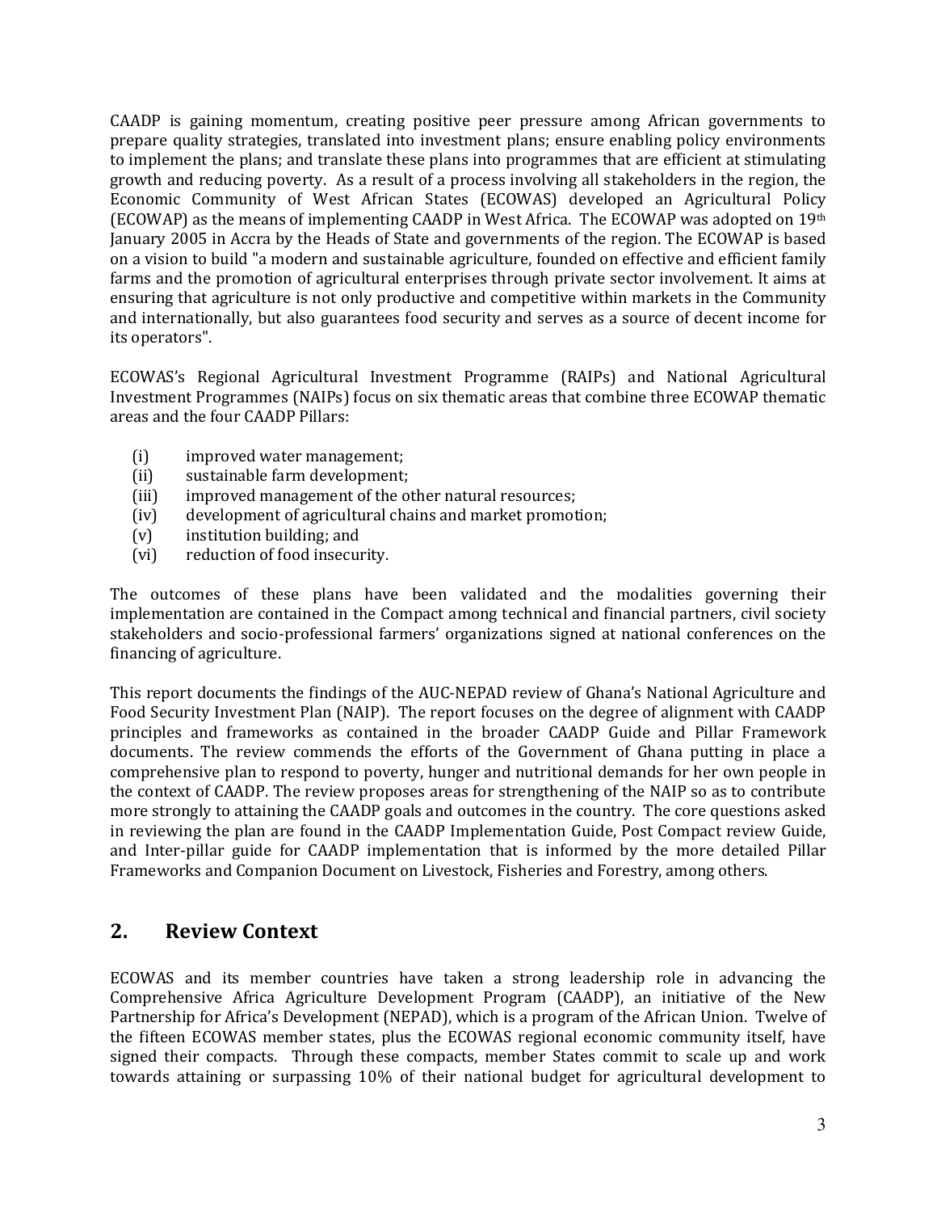CAADP is gaining momentum, creating positive peer pressure among African governments to prepare quality strategies, translated into investment plans; ensure enabling policy environments to implement the plans; and translate these plans into programmes that are efficient at stimulating growth and reducing poverty. As a result of a process involving all stakeholders in the region, the Economic Community of West African States (ECOWAS) developed an Agricultural Policy (ECOWAP) as the means of implementing CAADP in West Africa. The ECOWAP was adopted on 19th January 2005 in Accra by the Heads of State and governments of the region. The ECOWAP is based on a vision to build "a modern and sustainable agriculture, founded on effective and efficient family farms and the promotion of agricultural enterprises through private sector involvement. It aims at ensuring that agriculture is not only productive and competitive within markets in the Community and internationally, but also guarantees food security and serves as a source of decent income for its operators".

ECOWAS's Regional Agricultural Investment Programme (RAIPs) and National Agricultural Investment Programmes (NAIPs) focus on six thematic areas that combine three ECOWAP thematic areas and the four CAADP Pillars:

(i) improved water management;
(ii) sustainable farm development;
(iii) improved management of the other natural resources;
(iv) development of agricultural chains and market promotion;
(v) institution building; and
(vi) reduction of food insecurity.

The outcomes of these plans have been validated and the modalities governing their implementation are contained in the Compact among technical and financial partners, civil society stakeholders and socio-professional farmers' organizations signed at national conferences on the financing of agriculture.

This report documents the findings of the AUC-NEPAD review of Ghana's National Agriculture and Food Security Investment Plan (NAIP). The report focuses on the degree of alignment with CAADP principles and frameworks as contained in the broader CAADP Guide and Pillar Framework documents. The review commends the efforts of the Government of Ghana putting in place a comprehensive plan to respond to poverty, hunger and nutritional demands for her own people in the context of CAADP. The review proposes areas for strengthening of the NAIP so as to contribute more strongly to attaining the CAADP goals and outcomes in the country. The core questions asked in reviewing the plan are found in the CAADP Implementation Guide, Post Compact review Guide, and Inter-pillar guide for CAADP implementation that is informed by the more detailed Pillar Frameworks and Companion Document on Livestock, Fisheries and Forestry, among others.

## 2. Review Context

ECOWAS and its member countries have taken a strong leadership role in advancing the Comprehensive Africa Agriculture Development Program (CAADP), an initiative of the New Partnership for Africa's Development (NEPAD), which is a program of the African Union. Twelve of the fifteen ECOWAS member states, plus the ECOWAS regional economic community itself, have signed their compacts. Through these compacts, member States commit to scale up and work towards attaining or surpassing 10% of their national budget for agricultural development to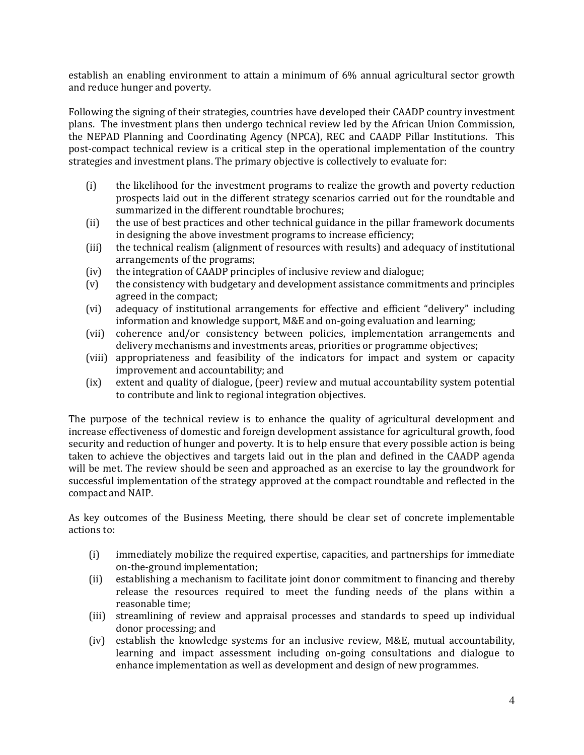establish an enabling environment to attain a minimum of 6% annual agricultural sector growth and reduce hunger and poverty.

Following the signing of their strategies, countries have developed their CAADP country investment plans. The investment plans then undergo technical review led by the African Union Commission, the NEPAD Planning and Coordinating Agency (NPCA), REC and CAADP Pillar Institutions. This post-compact technical review is a critical step in the operational implementation of the country strategies and investment plans. The primary objective is collectively to evaluate for:

(i) the likelihood for the investment programs to realize the growth and poverty reduction prospects laid out in the different strategy scenarios carried out for the roundtable and summarized in the different roundtable brochures;
(ii) the use of best practices and other technical guidance in the pillar framework documents in designing the above investment programs to increase efficiency;
(iii) the technical realism (alignment of resources with results) and adequacy of institutional arrangements of the programs;
(iv) the integration of CAADP principles of inclusive review and dialogue;
(v) the consistency with budgetary and development assistance commitments and principles agreed in the compact;
(vi) adequacy of institutional arrangements for effective and efficient "delivery" including information and knowledge support, M&E and on-going evaluation and learning;
(vii) coherence and/or consistency between policies, implementation arrangements and delivery mechanisms and investments areas, priorities or programme objectives;
(viii) appropriateness and feasibility of the indicators for impact and system or capacity improvement and accountability; and
(ix) extent and quality of dialogue, (peer) review and mutual accountability system potential to contribute and link to regional integration objectives.

The purpose of the technical review is to enhance the quality of agricultural development and increase effectiveness of domestic and foreign development assistance for agricultural growth, food security and reduction of hunger and poverty. It is to help ensure that every possible action is being taken to achieve the objectives and targets laid out in the plan and defined in the CAADP agenda will be met. The review should be seen and approached as an exercise to lay the groundwork for successful implementation of the strategy approved at the compact roundtable and reflected in the compact and NAIP.

As key outcomes of the Business Meeting, there should be clear set of concrete implementable actions to:

(i) immediately mobilize the required expertise, capacities, and partnerships for immediate on-the-ground implementation;
(ii) establishing a mechanism to facilitate joint donor commitment to financing and thereby release the resources required to meet the funding needs of the plans within a reasonable time;
(iii) streamlining of review and appraisal processes and standards to speed up individual donor processing; and
(iv) establish the knowledge systems for an inclusive review, M&E, mutual accountability, learning and impact assessment including on-going consultations and dialogue to enhance implementation as well as development and design of new programmes.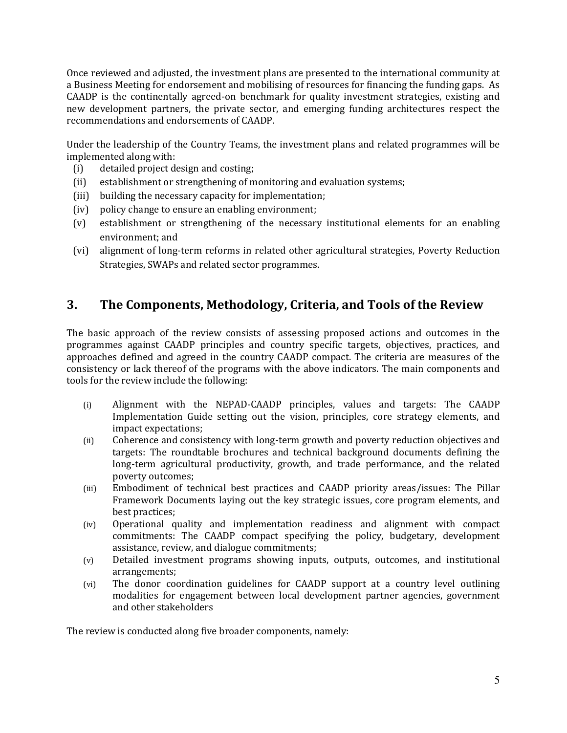Once reviewed and adjusted, the investment plans are presented to the international community at a Business Meeting for endorsement and mobilising of resources for financing the funding gaps. As CAADP is the continentally agreed-on benchmark for quality investment strategies, existing and new development partners, the private sector, and emerging funding architectures respect the recommendations and endorsements of CAADP.

Under the leadership of the Country Teams, the investment plans and related programmes will be implemented along with:

- (i) detailed project design and costing;
- (ii) establishment or strengthening of monitoring and evaluation systems;
- (iii) building the necessary capacity for implementation;
- (iv) policy change to ensure an enabling environment;
- (v) establishment or strengthening of the necessary institutional elements for an enabling environment; and
- (vi) alignment of long-term reforms in related other agricultural strategies, Poverty Reduction Strategies, SWAPs and related sector programmes.

## 3. The Components, Methodology, Criteria, and Tools of the Review

The basic approach of the review consists of assessing proposed actions and outcomes in the programmes against CAADP principles and country specific targets, objectives, practices, and approaches defined and agreed in the country CAADP compact. The criteria are measures of the consistency or lack thereof of the programs with the above indicators. The main components and tools for the review include the following:

- (i) Alignment with the NEPAD-CAADP principles, values and targets: The CAADP Implementation Guide setting out the vision, principles, core strategy elements, and impact expectations;
- (ii) Coherence and consistency with long-term growth and poverty reduction objectives and targets: The roundtable brochures and technical background documents defining the long-term agricultural productivity, growth, and trade performance, and the related poverty outcomes;
- (iii) Embodiment of technical best practices and CAADP priority areas/issues: The Pillar Framework Documents laying out the key strategic issues, core program elements, and best practices;
- (iv) Operational quality and implementation readiness and alignment with compact commitments: The CAADP compact specifying the policy, budgetary, development assistance, review, and dialogue commitments;
- (v) Detailed investment programs showing inputs, outputs, outcomes, and institutional arrangements;
- (vi) The donor coordination guidelines for CAADP support at a country level outlining modalities for engagement between local development partner agencies, government and other stakeholders

The review is conducted along five broader components, namely: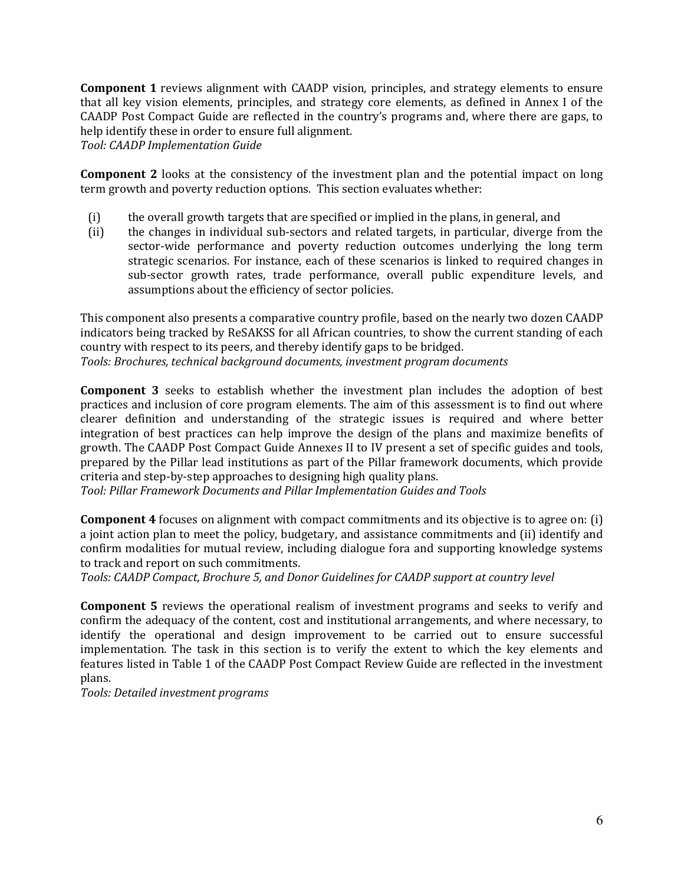**Component 1** reviews alignment with CAADP vision, principles, and strategy elements to ensure that all key vision elements, principles, and strategy core elements, as defined in Annex I of the CAADP Post Compact Guide are reflected in the country's programs and, where there are gaps, to help identify these in order to ensure full alignment.
*Tool: CAADP Implementation Guide*

**Component 2** looks at the consistency of the investment plan and the potential impact on long term growth and poverty reduction options. This section evaluates whether:

(i) the overall growth targets that are specified or implied in the plans, in general, and
(ii) the changes in individual sub-sectors and related targets, in particular, diverge from the sector-wide performance and poverty reduction outcomes underlying the long term strategic scenarios. For instance, each of these scenarios is linked to required changes in sub-sector growth rates, trade performance, overall public expenditure levels, and assumptions about the efficiency of sector policies.

This component also presents a comparative country profile, based on the nearly two dozen CAADP indicators being tracked by ReSAKSS for all African countries, to show the current standing of each country with respect to its peers, and thereby identify gaps to be bridged.
*Tools: Brochures, technical background documents, investment program documents*

**Component 3** seeks to establish whether the investment plan includes the adoption of best practices and inclusion of core program elements. The aim of this assessment is to find out where clearer definition and understanding of the strategic issues is required and where better integration of best practices can help improve the design of the plans and maximize benefits of growth. The CAADP Post Compact Guide Annexes II to IV present a set of specific guides and tools, prepared by the Pillar lead institutions as part of the Pillar framework documents, which provide criteria and step-by-step approaches to designing high quality plans.
*Tool: Pillar Framework Documents and Pillar Implementation Guides and Tools*

**Component 4** focuses on alignment with compact commitments and its objective is to agree on: (i) a joint action plan to meet the policy, budgetary, and assistance commitments and (ii) identify and confirm modalities for mutual review, including dialogue fora and supporting knowledge systems to track and report on such commitments.
*Tools: CAADP Compact, Brochure 5, and Donor Guidelines for CAADP support at country level*

**Component 5** reviews the operational realism of investment programs and seeks to verify and confirm the adequacy of the content, cost and institutional arrangements, and where necessary, to identify the operational and design improvement to be carried out to ensure successful implementation. The task in this section is to verify the extent to which the key elements and features listed in Table 1 of the CAADP Post Compact Review Guide are reflected in the investment plans.
*Tools: Detailed investment programs*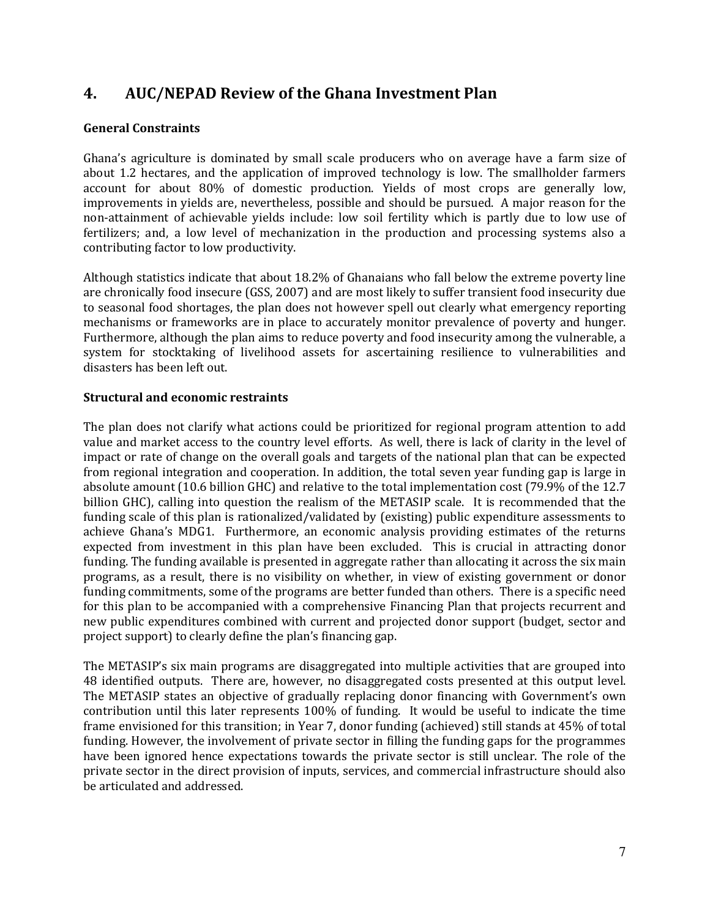# 4. AUC/NEPAD Review of the Ghana Investment Plan

**General Constraints**

Ghana's agriculture is dominated by small scale producers who on average have a farm size of about 1.2 hectares, and the application of improved technology is low. The smallholder farmers account for about 80% of domestic production. Yields of most crops are generally low, improvements in yields are, nevertheless, possible and should be pursued. A major reason for the non-attainment of achievable yields include: low soil fertility which is partly due to low use of fertilizers; and, a low level of mechanization in the production and processing systems also a contributing factor to low productivity.

Although statistics indicate that about 18.2% of Ghanaians who fall below the extreme poverty line are chronically food insecure (GSS, 2007) and are most likely to suffer transient food insecurity due to seasonal food shortages, the plan does not however spell out clearly what emergency reporting mechanisms or frameworks are in place to accurately monitor prevalence of poverty and hunger. Furthermore, although the plan aims to reduce poverty and food insecurity among the vulnerable, a system for stocktaking of livelihood assets for ascertaining resilience to vulnerabilities and disasters has been left out.

**Structural and economic restraints**

The plan does not clarify what actions could be prioritized for regional program attention to add value and market access to the country level efforts. As well, there is lack of clarity in the level of impact or rate of change on the overall goals and targets of the national plan that can be expected from regional integration and cooperation. In addition, the total seven year funding gap is large in absolute amount (10.6 billion GHC) and relative to the total implementation cost (79.9% of the 12.7 billion GHC), calling into question the realism of the METASIP scale. It is recommended that the funding scale of this plan is rationalized/validated by (existing) public expenditure assessments to achieve Ghana's MDG1. Furthermore, an economic analysis providing estimates of the returns expected from investment in this plan have been excluded. This is crucial in attracting donor funding. The funding available is presented in aggregate rather than allocating it across the six main programs, as a result, there is no visibility on whether, in view of existing government or donor funding commitments, some of the programs are better funded than others. There is a specific need for this plan to be accompanied with a comprehensive Financing Plan that projects recurrent and new public expenditures combined with current and projected donor support (budget, sector and project support) to clearly define the plan's financing gap.

The METASIP's six main programs are disaggregated into multiple activities that are grouped into 48 identified outputs. There are, however, no disaggregated costs presented at this output level. The METASIP states an objective of gradually replacing donor financing with Government's own contribution until this later represents 100% of funding. It would be useful to indicate the time frame envisioned for this transition; in Year 7, donor funding (achieved) still stands at 45% of total funding. However, the involvement of private sector in filling the funding gaps for the programmes have been ignored hence expectations towards the private sector is still unclear. The role of the private sector in the direct provision of inputs, services, and commercial infrastructure should also be articulated and addressed.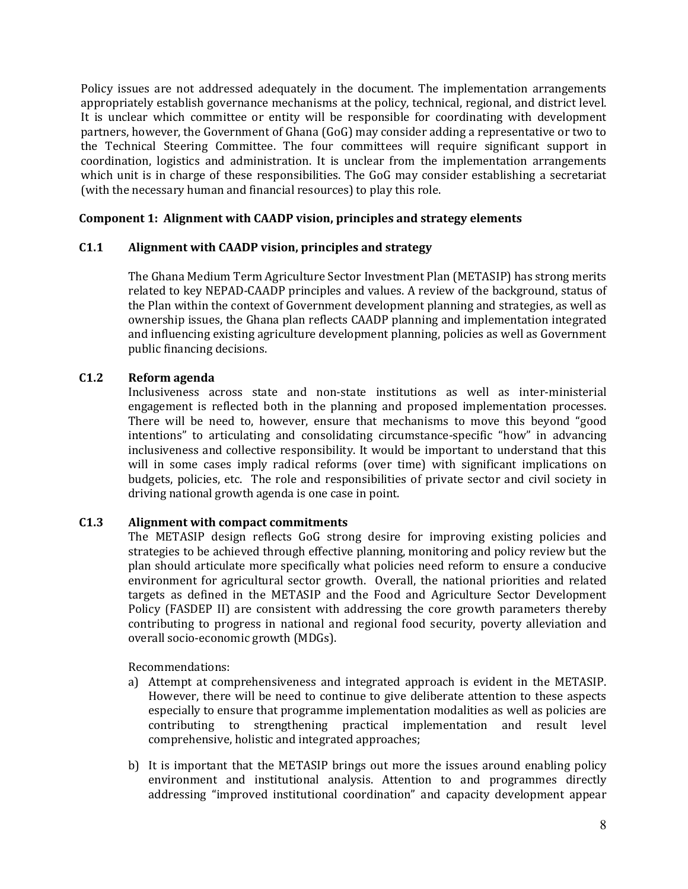Policy issues are not addressed adequately in the document. The implementation arrangements appropriately establish governance mechanisms at the policy, technical, regional, and district level. It is unclear which committee or entity will be responsible for coordinating with development partners, however, the Government of Ghana (GoG) may consider adding a representative or two to the Technical Steering Committee. The four committees will require significant support in coordination, logistics and administration. It is unclear from the implementation arrangements which unit is in charge of these responsibilities. The GoG may consider establishing a secretariat (with the necessary human and financial resources) to play this role.

**Component 1: Alignment with CAADP vision, principles and strategy elements**

**C1.1 Alignment with CAADP vision, principles and strategy**

The Ghana Medium Term Agriculture Sector Investment Plan (METASIP) has strong merits related to key NEPAD-CAADP principles and values. A review of the background, status of the Plan within the context of Government development planning and strategies, as well as ownership issues, the Ghana plan reflects CAADP planning and implementation integrated and influencing existing agriculture development planning, policies as well as Government public financing decisions.

**C1.2 Reform agenda**

Inclusiveness across state and non-state institutions as well as inter-ministerial engagement is reflected both in the planning and proposed implementation processes. There will be need to, however, ensure that mechanisms to move this beyond "good intentions" to articulating and consolidating circumstance-specific "how" in advancing inclusiveness and collective responsibility. It would be important to understand that this will in some cases imply radical reforms (over time) with significant implications on budgets, policies, etc. The role and responsibilities of private sector and civil society in driving national growth agenda is one case in point.

**C1.3 Alignment with compact commitments**

The METASIP design reflects GoG strong desire for improving existing policies and strategies to be achieved through effective planning, monitoring and policy review but the plan should articulate more specifically what policies need reform to ensure a conducive environment for agricultural sector growth. Overall, the national priorities and related targets as defined in the METASIP and the Food and Agriculture Sector Development Policy (FASDEP II) are consistent with addressing the core growth parameters thereby contributing to progress in national and regional food security, poverty alleviation and overall socio-economic growth (MDGs).

Recommendations:

a) Attempt at comprehensiveness and integrated approach is evident in the METASIP. However, there will be need to continue to give deliberate attention to these aspects especially to ensure that programme implementation modalities as well as policies are contributing to strengthening practical implementation and result level comprehensive, holistic and integrated approaches;

b) It is important that the METASIP brings out more the issues around enabling policy environment and institutional analysis. Attention to and programmes directly addressing "improved institutional coordination" and capacity development appear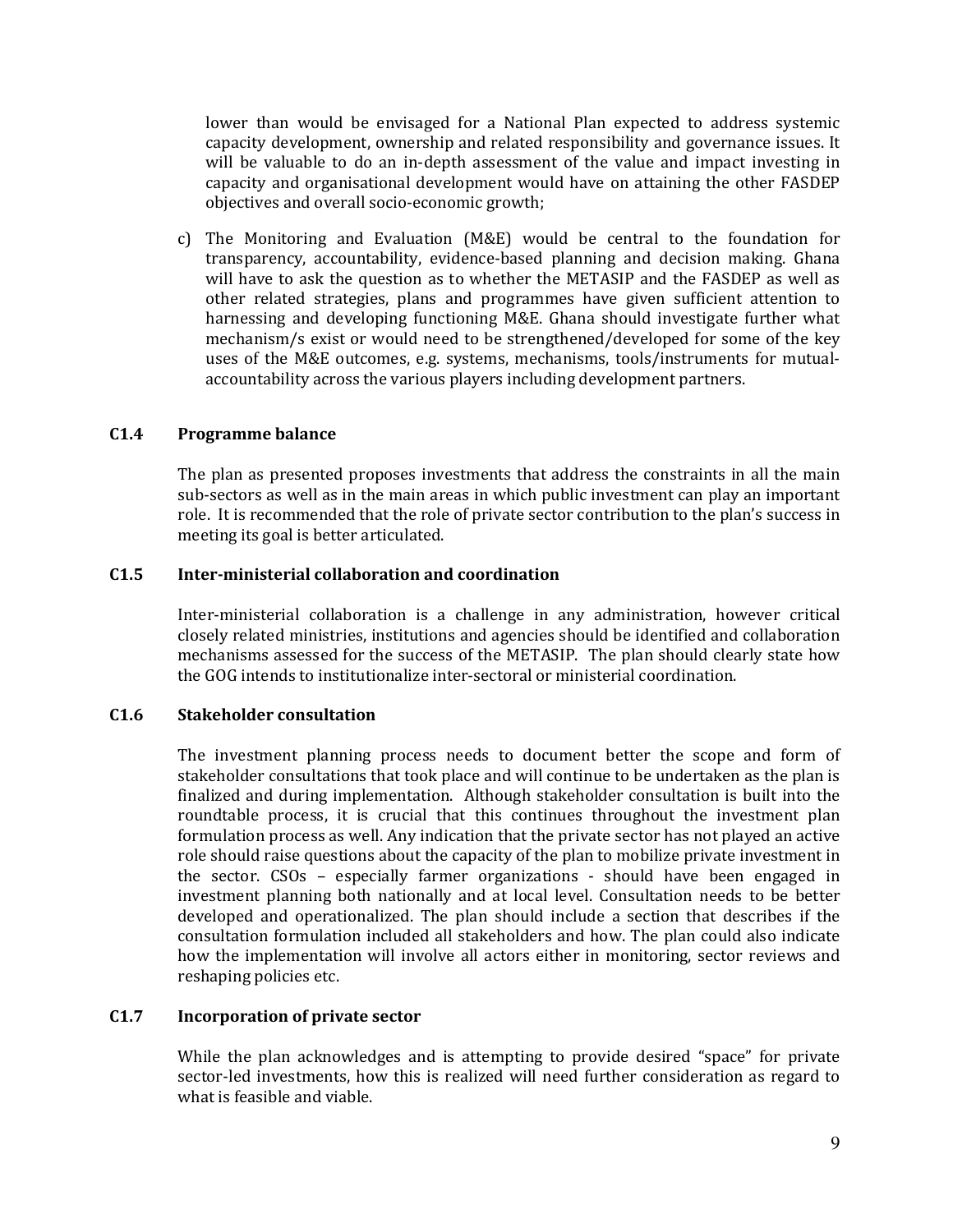lower than would be envisaged for a National Plan expected to address systemic capacity development, ownership and related responsibility and governance issues. It will be valuable to do an in-depth assessment of the value and impact investing in capacity and organisational development would have on attaining the other FASDEP objectives and overall socio-economic growth;

c) The Monitoring and Evaluation (M&E) would be central to the foundation for transparency, accountability, evidence-based planning and decision making. Ghana will have to ask the question as to whether the METASIP and the FASDEP as well as other related strategies, plans and programmes have given sufficient attention to harnessing and developing functioning M&E. Ghana should investigate further what mechanism/s exist or would need to be strengthened/developed for some of the key uses of the M&E outcomes, e.g. systems, mechanisms, tools/instruments for mutual-accountability across the various players including development partners.

### C1.4 Programme balance

The plan as presented proposes investments that address the constraints in all the main sub-sectors as well as in the main areas in which public investment can play an important role. It is recommended that the role of private sector contribution to the plan's success in meeting its goal is better articulated.

### C1.5 Inter-ministerial collaboration and coordination

Inter-ministerial collaboration is a challenge in any administration, however critical closely related ministries, institutions and agencies should be identified and collaboration mechanisms assessed for the success of the METASIP. The plan should clearly state how the GOG intends to institutionalize inter-sectoral or ministerial coordination.

### C1.6 Stakeholder consultation

The investment planning process needs to document better the scope and form of stakeholder consultations that took place and will continue to be undertaken as the plan is finalized and during implementation. Although stakeholder consultation is built into the roundtable process, it is crucial that this continues throughout the investment plan formulation process as well. Any indication that the private sector has not played an active role should raise questions about the capacity of the plan to mobilize private investment in the sector. CSOs – especially farmer organizations - should have been engaged in investment planning both nationally and at local level. Consultation needs to be better developed and operationalized. The plan should include a section that describes if the consultation formulation included all stakeholders and how. The plan could also indicate how the implementation will involve all actors either in monitoring, sector reviews and reshaping policies etc.

### C1.7 Incorporation of private sector

While the plan acknowledges and is attempting to provide desired "space" for private sector-led investments, how this is realized will need further consideration as regard to what is feasible and viable.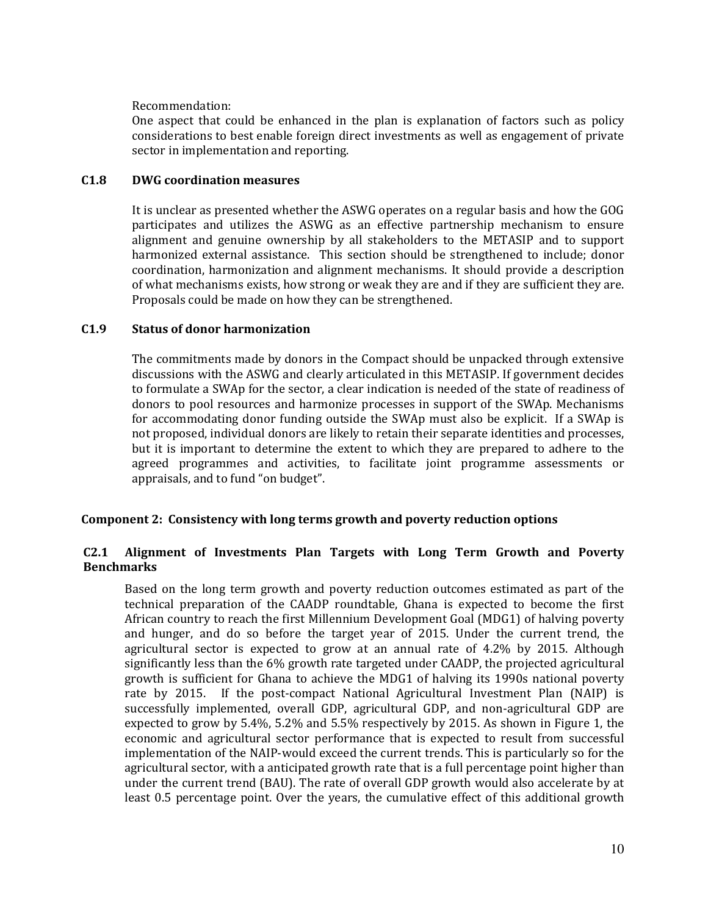Recommendation:
One aspect that could be enhanced in the plan is explanation of factors such as policy considerations to best enable foreign direct investments as well as engagement of private sector in implementation and reporting.

### C1.8 DWG coordination measures

It is unclear as presented whether the ASWG operates on a regular basis and how the GOG participates and utilizes the ASWG as an effective partnership mechanism to ensure alignment and genuine ownership by all stakeholders to the METASIP and to support harmonized external assistance. This section should be strengthened to include; donor coordination, harmonization and alignment mechanisms. It should provide a description of what mechanisms exists, how strong or weak they are and if they are sufficient they are. Proposals could be made on how they can be strengthened.

### C1.9 Status of donor harmonization

The commitments made by donors in the Compact should be unpacked through extensive discussions with the ASWG and clearly articulated in this METASIP. If government decides to formulate a SWAp for the sector, a clear indication is needed of the state of readiness of donors to pool resources and harmonize processes in support of the SWAp. Mechanisms for accommodating donor funding outside the SWAp must also be explicit. If a SWAp is not proposed, individual donors are likely to retain their separate identities and processes, but it is important to determine the extent to which they are prepared to adhere to the agreed programmes and activities, to facilitate joint programme assessments or appraisals, and to fund "on budget".

## Component 2: Consistency with long terms growth and poverty reduction options

### C2.1 Alignment of Investments Plan Targets with Long Term Growth and Poverty Benchmarks

Based on the long term growth and poverty reduction outcomes estimated as part of the technical preparation of the CAADP roundtable, Ghana is expected to become the first African country to reach the first Millennium Development Goal (MDG1) of halving poverty and hunger, and do so before the target year of 2015. Under the current trend, the agricultural sector is expected to grow at an annual rate of 4.2% by 2015. Although significantly less than the 6% growth rate targeted under CAADP, the projected agricultural growth is sufficient for Ghana to achieve the MDG1 of halving its 1990s national poverty rate by 2015. If the post-compact National Agricultural Investment Plan (NAIP) is successfully implemented, overall GDP, agricultural GDP, and non-agricultural GDP are expected to grow by 5.4%, 5.2% and 5.5% respectively by 2015. As shown in Figure 1, the economic and agricultural sector performance that is expected to result from successful implementation of the NAIP-would exceed the current trends. This is particularly so for the agricultural sector, with a anticipated growth rate that is a full percentage point higher than under the current trend (BAU). The rate of overall GDP growth would also accelerate by at least 0.5 percentage point. Over the years, the cumulative effect of this additional growth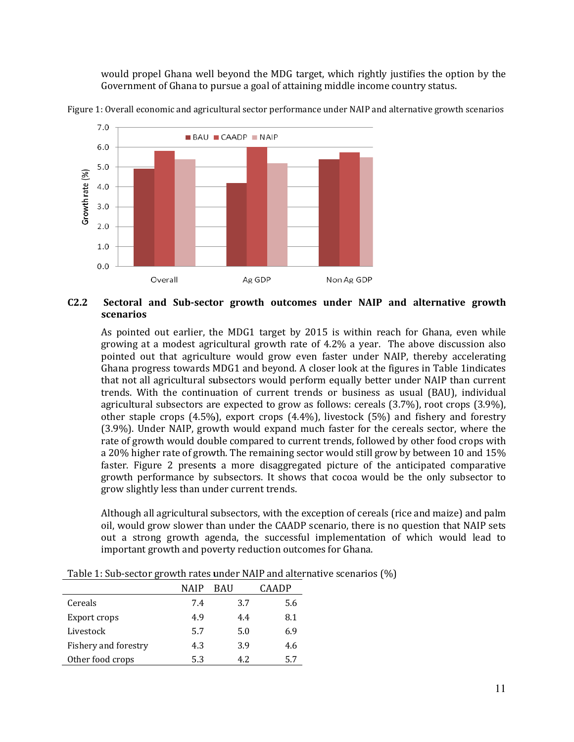would propel Ghana well beyond the MDG target, which rightly justifies the option by the Government of Ghana to pursue a goal of attaining middle income country status.

Figure 1: Overall economic and agricultural sector performance under NAIP and alternative growth scenarios

### C2.2 Sectoral and Sub-sector growth outcomes under NAIP and alternative growth scenarios

As pointed out earlier, the MDG1 target by 2015 is within reach for Ghana, even while growing at a modest agricultural growth rate of 4.2% a year. The above discussion also pointed out that agriculture would grow even faster under NAIP, thereby accelerating Ghana progress towards MDG1 and beyond. A closer look at the figures in Table 1indicates that not all agricultural subsectors would perform equally better under NAIP than current trends. With the continuation of current trends or business as usual (BAU), individual agricultural subsectors are expected to grow as follows: cereals (3.7%), root crops (3.9%), other staple crops (4.5%), export crops (4.4%), livestock (5%) and fishery and forestry (3.9%). Under NAIP, growth would expand much faster for the cereals sector, where the rate of growth would double compared to current trends, followed by other food crops with a 20% higher rate of growth. The remaining sector would still grow by between 10 and 15% faster. Figure 2 presents a more disaggregated picture of the anticipated comparative growth performance by subsectors. It shows that cocoa would be the only subsector to grow slightly less than under current trends.

Although all agricultural subsectors, with the exception of cereals (rice and maize) and palm oil, would grow slower than under the CAADP scenario, there is no question that NAIP sets out a strong growth agenda, the successful implementation of which would lead to important growth and poverty reduction outcomes for Ghana.

Table 1: Sub-sector growth rates under NAIP and alternative scenarios (%)

| | NAIP | BAU | CAADP |
|---|---|---|---|
| Cereals | 7.4 | 3.7 | 5.6 |
| Export crops | 4.9 | 4.4 | 8.1 |
| Livestock | 5.7 | 5.0 | 6.9 |
| Fishery and forestry | 4.3 | 3.9 | 4.6 |
| Other food crops | 5.3 | 4.2 | 5.7 |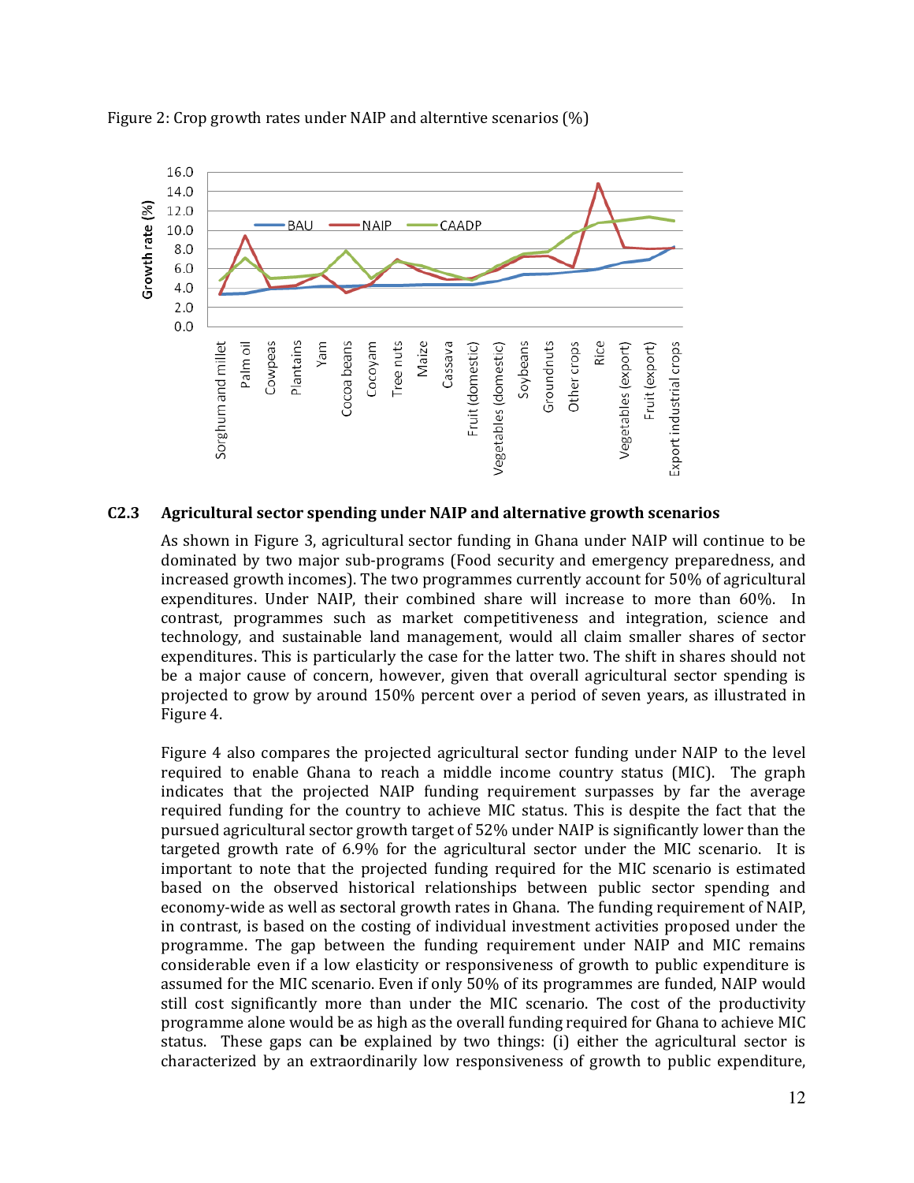Figure 2: Crop growth rates under NAIP and alterntive scenarios (%)

### C2.3 Agricultural sector spending under NAIP and alternative growth scenarios

As shown in Figure 3, agricultural sector funding in Ghana under NAIP will continue to be dominated by two major sub-programs (Food security and emergency preparedness, and increased growth incomes). The two programmes currently account for 50% of agricultural expenditures. Under NAIP, their combined share will increase to more than 60%. In contrast, programmes such as market competitiveness and integration, science and technology, and sustainable land management, would all claim smaller shares of sector expenditures. This is particularly the case for the latter two. The shift in shares should not be a major cause of concern, however, given that overall agricultural sector spending is projected to grow by around 150% percent over a period of seven years, as illustrated in Figure 4.

Figure 4 also compares the projected agricultural sector funding under NAIP to the level required to enable Ghana to reach a middle income country status (MIC). The graph indicates that the projected NAIP funding requirement surpasses by far the average required funding for the country to achieve MIC status. This is despite the fact that the pursued agricultural sector growth target of 52% under NAIP is significantly lower than the targeted growth rate of 6.9% for the agricultural sector under the MIC scenario. It is important to note that the projected funding required for the MIC scenario is estimated based on the observed historical relationships between public sector spending and economy-wide as well as sectoral growth rates in Ghana. The funding requirement of NAIP, in contrast, is based on the costing of individual investment activities proposed under the programme. The gap between the funding requirement under NAIP and MIC remains considerable even if a low elasticity or responsiveness of growth to public expenditure is assumed for the MIC scenario. Even if only 50% of its programmes are funded, NAIP would still cost significantly more than under the MIC scenario. The cost of the productivity programme alone would be as high as the overall funding required for Ghana to achieve MIC status. These gaps can be explained by two things: (i) either the agricultural sector is characterized by an extraordinarily low responsiveness of growth to public expenditure,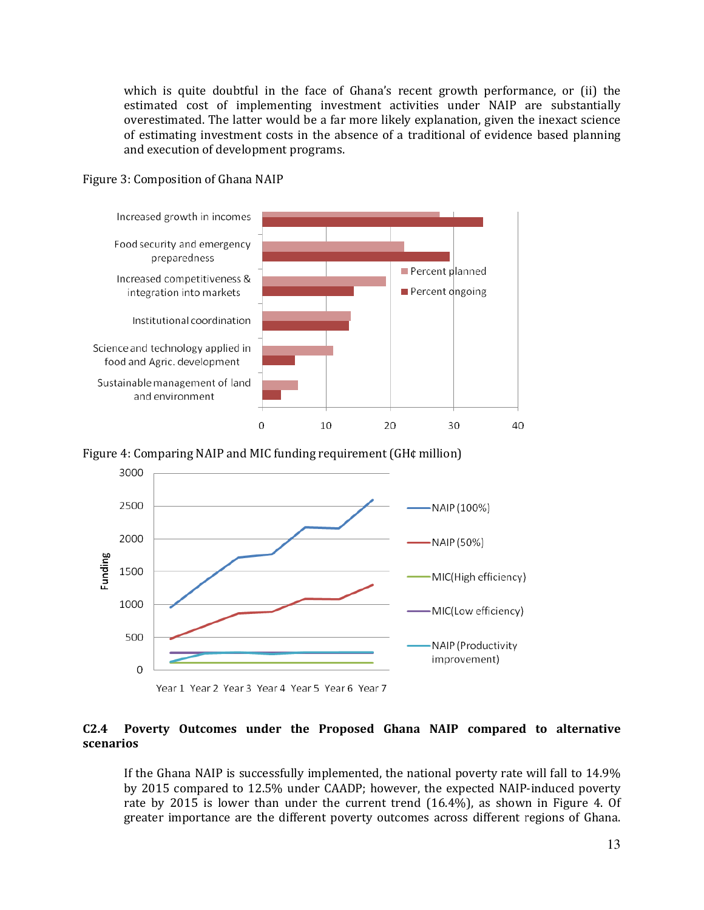which is quite doubtful in the face of Ghana's recent growth performance, or (ii) the estimated cost of implementing investment activities under NAIP are substantially overestimated. The latter would be a far more likely explanation, given the inexact science of estimating investment costs in the absence of a traditional of evidence based planning and execution of development programs.

Figure 3: Composition of Ghana NAIP

Figure 4: Comparing NAIP and MIC funding requirement (GH¢ million)

## C2.4 Poverty Outcomes under the Proposed Ghana NAIP compared to alternative scenarios

If the Ghana NAIP is successfully implemented, the national poverty rate will fall to 14.9% by 2015 compared to 12.5% under CAADP; however, the expected NAIP-induced poverty rate by 2015 is lower than under the current trend (16.4%), as shown in Figure 4. Of greater importance are the different poverty outcomes across different regions of Ghana.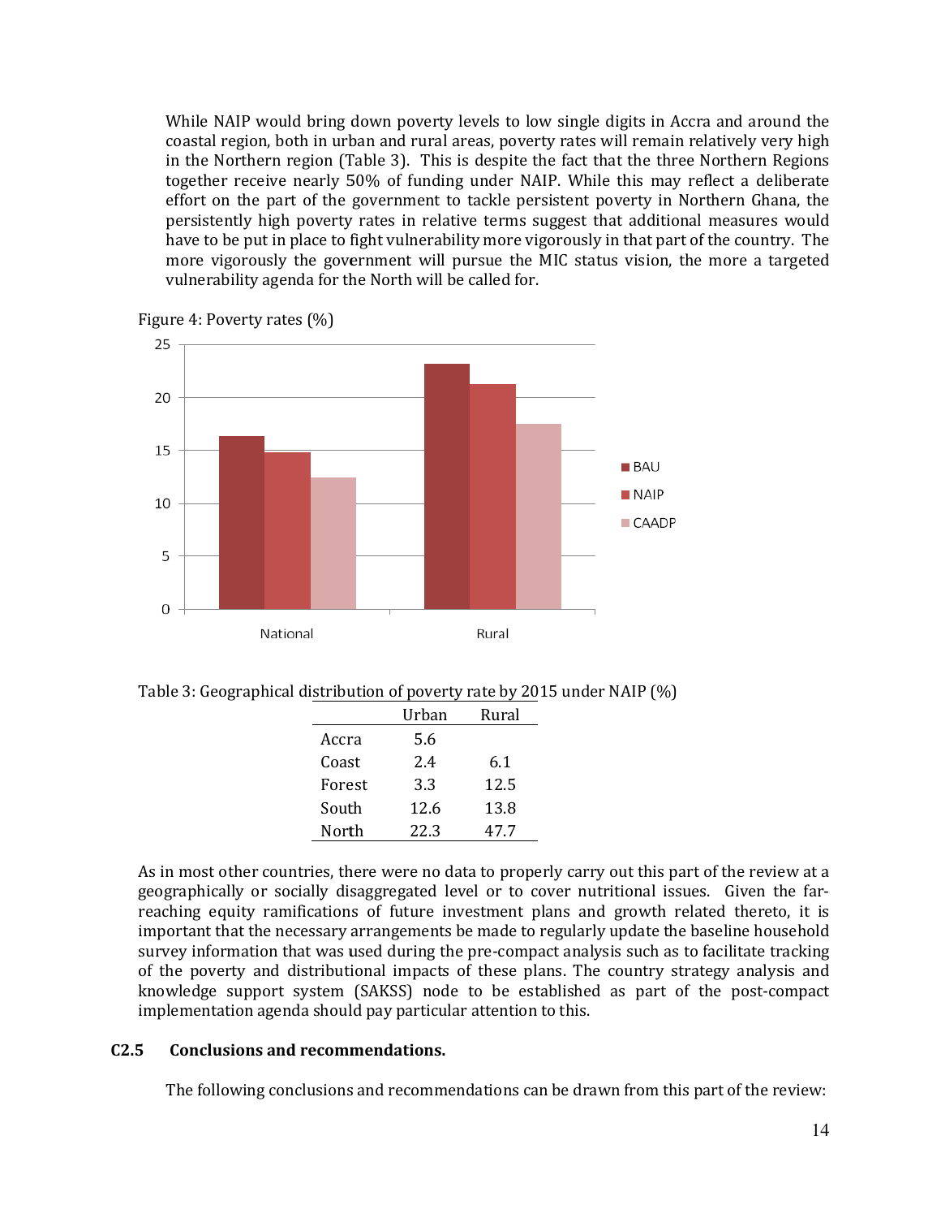While NAIP would bring down poverty levels to low single digits in Accra and around the coastal region, both in urban and rural areas, poverty rates will remain relatively very high in the Northern region (Table 3). This is despite the fact that the three Northern Regions together receive nearly 50% of funding under NAIP. While this may reflect a deliberate effort on the part of the government to tackle persistent poverty in Northern Ghana, the persistently high poverty rates in relative terms suggest that additional measures would have to be put in place to fight vulnerability more vigorously in that part of the country. The more vigorously the government will pursue the MIC status vision, the more a targeted vulnerability agenda for the North will be called for.

Figure 4: Poverty rates (%)

Table 3: Geographical distribution of poverty rate by 2015 under NAIP (%)

| | Urban | Rural |
|---|---|---|
| Accra | 5.6 | |
| Coast | 2.4 | 6.1 |
| Forest | 3.3 | 12.5 |
| South | 12.6 | 13.8 |
| North | 22.3 | 47.7 |

As in most other countries, there were no data to properly carry out this part of the review at a geographically or socially disaggregated level or to cover nutritional issues. Given the far-reaching equity ramifications of future investment plans and growth related thereto, it is important that the necessary arrangements be made to regularly update the baseline household survey information that was used during the pre-compact analysis such as to facilitate tracking of the poverty and distributional impacts of these plans. The country strategy analysis and knowledge support system (SAKSS) node to be established as part of the post-compact implementation agenda should pay particular attention to this.

### C2.5 Conclusions and recommendations.

The following conclusions and recommendations can be drawn from this part of the review: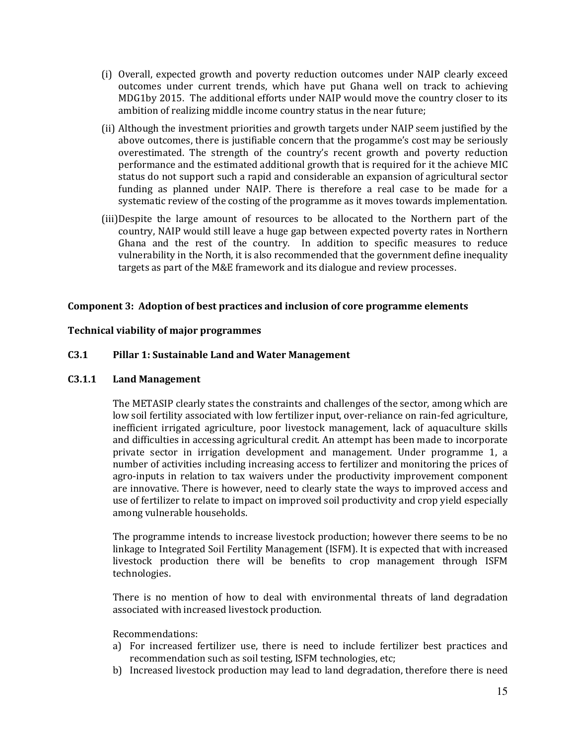(i) Overall, expected growth and poverty reduction outcomes under NAIP clearly exceed outcomes under current trends, which have put Ghana well on track to achieving MDG1by 2015. The additional efforts under NAIP would move the country closer to its ambition of realizing middle income country status in the near future;

(ii) Although the investment priorities and growth targets under NAIP seem justified by the above outcomes, there is justifiable concern that the progamme's cost may be seriously overestimated. The strength of the country's recent growth and poverty reduction performance and the estimated additional growth that is required for it the achieve MIC status do not support such a rapid and considerable an expansion of agricultural sector funding as planned under NAIP. There is therefore a real case to be made for a systematic review of the costing of the programme as it moves towards implementation.

(iii) Despite the large amount of resources to be allocated to the Northern part of the country, NAIP would still leave a huge gap between expected poverty rates in Northern Ghana and the rest of the country. In addition to specific measures to reduce vulnerability in the North, it is also recommended that the government define inequality targets as part of the M&E framework and its dialogue and review processes.

**Component 3: Adoption of best practices and inclusion of core programme elements**

**Technical viability of major programmes**

**C3.1 Pillar 1: Sustainable Land and Water Management**

**C3.1.1 Land Management**

The METASIP clearly states the constraints and challenges of the sector, among which are low soil fertility associated with low fertilizer input, over-reliance on rain-fed agriculture, inefficient irrigated agriculture, poor livestock management, lack of aquaculture skills and difficulties in accessing agricultural credit. An attempt has been made to incorporate private sector in irrigation development and management. Under programme 1, a number of activities including increasing access to fertilizer and monitoring the prices of agro-inputs in relation to tax waivers under the productivity improvement component are innovative. There is however, need to clearly state the ways to improved access and use of fertilizer to relate to impact on improved soil productivity and crop yield especially among vulnerable households.

The programme intends to increase livestock production; however there seems to be no linkage to Integrated Soil Fertility Management (ISFM). It is expected that with increased livestock production there will be benefits to crop management through ISFM technologies.

There is no mention of how to deal with environmental threats of land degradation associated with increased livestock production.

Recommendations:

a) For increased fertilizer use, there is need to include fertilizer best practices and recommendation such as soil testing, ISFM technologies, etc;
b) Increased livestock production may lead to land degradation, therefore there is need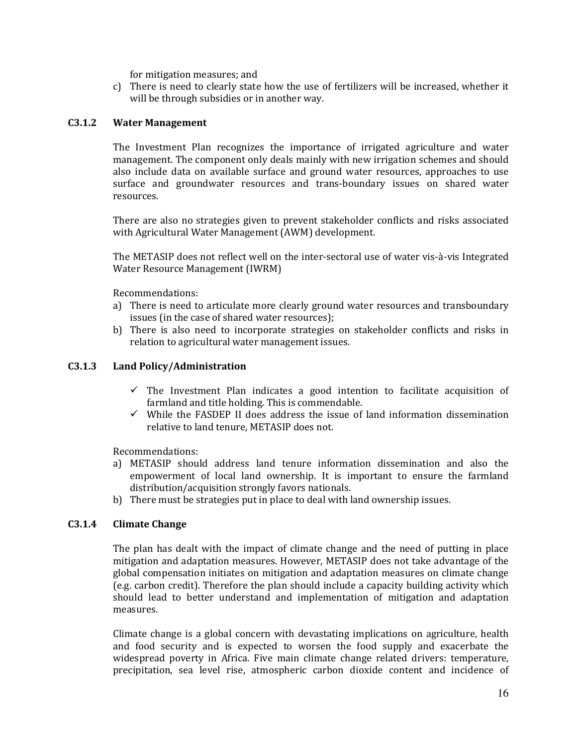for mitigation measures; and

c) There is need to clearly state how the use of fertilizers will be increased, whether it will be through subsidies or in another way.

### C3.1.2 Water Management

The Investment Plan recognizes the importance of irrigated agriculture and water management. The component only deals mainly with new irrigation schemes and should also include data on available surface and ground water resources, approaches to use surface and groundwater resources and trans-boundary issues on shared water resources.

There are also no strategies given to prevent stakeholder conflicts and risks associated with Agricultural Water Management (AWM) development.

The METASIP does not reflect well on the inter-sectoral use of water vis-à-vis Integrated Water Resource Management (IWRM)

Recommendations:

a) There is need to articulate more clearly ground water resources and transboundary issues (in the case of shared water resources);
b) There is also need to incorporate strategies on stakeholder conflicts and risks in relation to agricultural water management issues.

### C3.1.3 Land Policy/Administration

- ✓ The Investment Plan indicates a good intention to facilitate acquisition of farmland and title holding. This is commendable.
- ✓ While the FASDEP II does address the issue of land information dissemination relative to land tenure, METASIP does not.

Recommendations:

a) METASIP should address land tenure information dissemination and also the empowerment of local land ownership. It is important to ensure the farmland distribution/acquisition strongly favors nationals.
b) There must be strategies put in place to deal with land ownership issues.

### C3.1.4 Climate Change

The plan has dealt with the impact of climate change and the need of putting in place mitigation and adaptation measures. However, METASIP does not take advantage of the global compensation initiates on mitigation and adaptation measures on climate change (e.g. carbon credit). Therefore the plan should include a capacity building activity which should lead to better understand and implementation of mitigation and adaptation measures.

Climate change is a global concern with devastating implications on agriculture, health and food security and is expected to worsen the food supply and exacerbate the widespread poverty in Africa. Five main climate change related drivers: temperature, precipitation, sea level rise, atmospheric carbon dioxide content and incidence of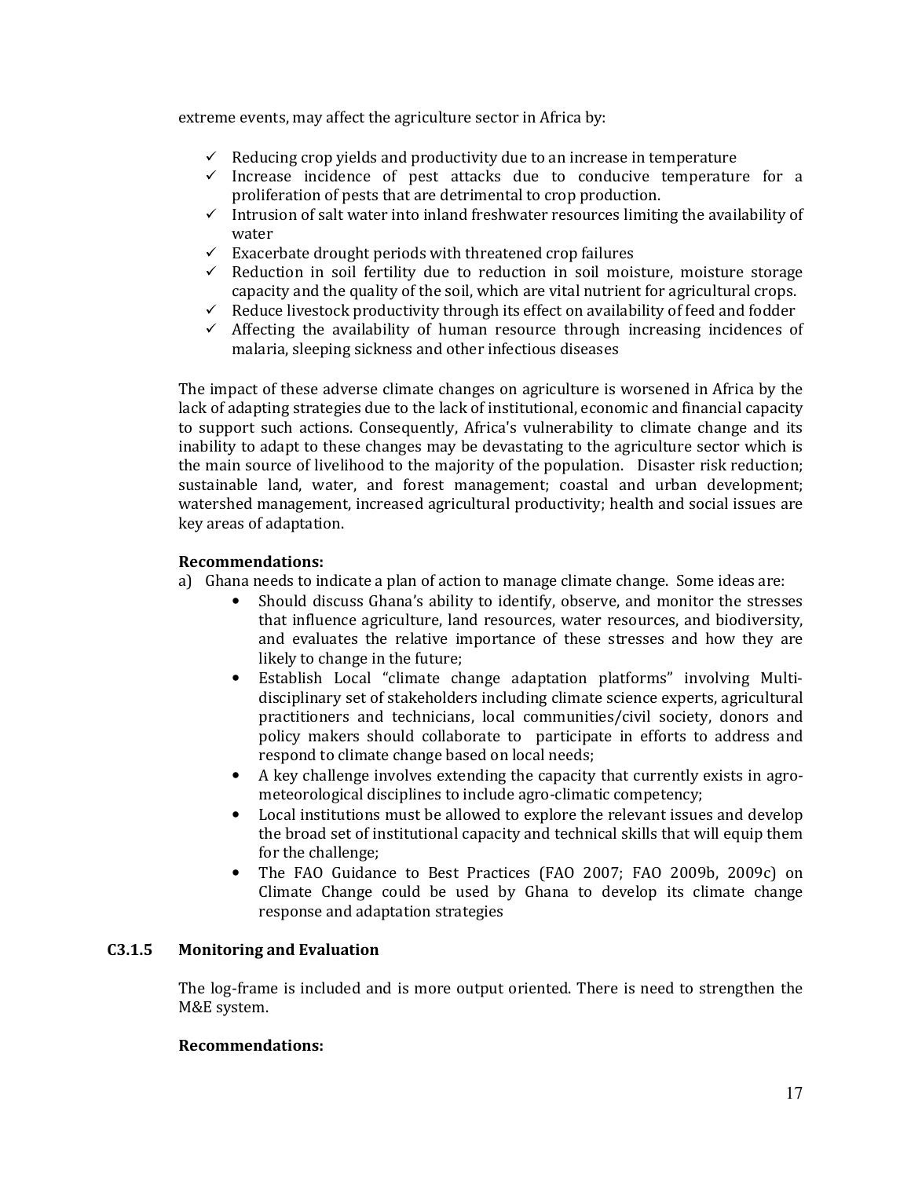extreme events, may affect the agriculture sector in Africa by:

- ✓ Reducing crop yields and productivity due to an increase in temperature
- ✓ Increase incidence of pest attacks due to conducive temperature for a proliferation of pests that are detrimental to crop production.
- ✓ Intrusion of salt water into inland freshwater resources limiting the availability of water
- ✓ Exacerbate drought periods with threatened crop failures
- ✓ Reduction in soil fertility due to reduction in soil moisture, moisture storage capacity and the quality of the soil, which are vital nutrient for agricultural crops.
- ✓ Reduce livestock productivity through its effect on availability of feed and fodder
- ✓ Affecting the availability of human resource through increasing incidences of malaria, sleeping sickness and other infectious diseases

The impact of these adverse climate changes on agriculture is worsened in Africa by the lack of adapting strategies due to the lack of institutional, economic and financial capacity to support such actions. Consequently, Africa's vulnerability to climate change and its inability to adapt to these changes may be devastating to the agriculture sector which is the main source of livelihood to the majority of the population. Disaster risk reduction; sustainable land, water, and forest management; coastal and urban development; watershed management, increased agricultural productivity; health and social issues are key areas of adaptation.

**Recommendations:**

a) Ghana needs to indicate a plan of action to manage climate change. Some ideas are:
   - Should discuss Ghana's ability to identify, observe, and monitor the stresses that influence agriculture, land resources, water resources, and biodiversity, and evaluates the relative importance of these stresses and how they are likely to change in the future;
   - Establish Local "climate change adaptation platforms" involving Multi-disciplinary set of stakeholders including climate science experts, agricultural practitioners and technicians, local communities/civil society, donors and policy makers should collaborate to participate in efforts to address and respond to climate change based on local needs;
   - A key challenge involves extending the capacity that currently exists in agro-meteorological disciplines to include agro-climatic competency;
   - Local institutions must be allowed to explore the relevant issues and develop the broad set of institutional capacity and technical skills that will equip them for the challenge;
   - The FAO Guidance to Best Practices (FAO 2007; FAO 2009b, 2009c) on Climate Change could be used by Ghana to develop its climate change response and adaptation strategies

### C3.1.5 Monitoring and Evaluation

The log-frame is included and is more output oriented. There is need to strengthen the M&E system.

**Recommendations:**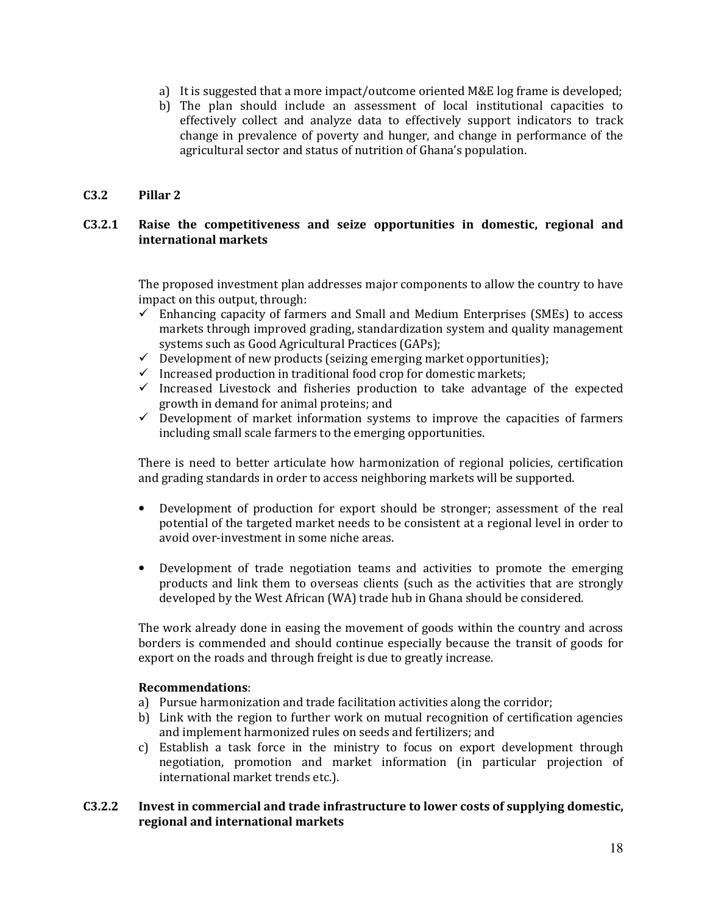a) It is suggested that a more impact/outcome oriented M&E log frame is developed;
b) The plan should include an assessment of local institutional capacities to effectively collect and analyze data to effectively support indicators to track change in prevalence of poverty and hunger, and change in performance of the agricultural sector and status of nutrition of Ghana's population.

### C3.2 Pillar 2

#### C3.2.1 Raise the competitiveness and seize opportunities in domestic, regional and international markets

The proposed investment plan addresses major components to allow the country to have impact on this output, through:

- ✓ Enhancing capacity of farmers and Small and Medium Enterprises (SMEs) to access markets through improved grading, standardization system and quality management systems such as Good Agricultural Practices (GAPs);
- ✓ Development of new products (seizing emerging market opportunities);
- ✓ Increased production in traditional food crop for domestic markets;
- ✓ Increased Livestock and fisheries production to take advantage of the expected growth in demand for animal proteins; and
- ✓ Development of market information systems to improve the capacities of farmers including small scale farmers to the emerging opportunities.

There is need to better articulate how harmonization of regional policies, certification and grading standards in order to access neighboring markets will be supported.

- Development of production for export should be stronger; assessment of the real potential of the targeted market needs to be consistent at a regional level in order to avoid over-investment in some niche areas.

- Development of trade negotiation teams and activities to promote the emerging products and link them to overseas clients (such as the activities that are strongly developed by the West African (WA) trade hub in Ghana should be considered.

The work already done in easing the movement of goods within the country and across borders is commended and should continue especially because the transit of goods for export on the roads and through freight is due to greatly increase.

**Recommendations**:

a) Pursue harmonization and trade facilitation activities along the corridor;
b) Link with the region to further work on mutual recognition of certification agencies and implement harmonized rules on seeds and fertilizers; and
c) Establish a task force in the ministry to focus on export development through negotiation, promotion and market information (in particular projection of international market trends etc.).

#### C3.2.2 Invest in commercial and trade infrastructure to lower costs of supplying domestic, regional and international markets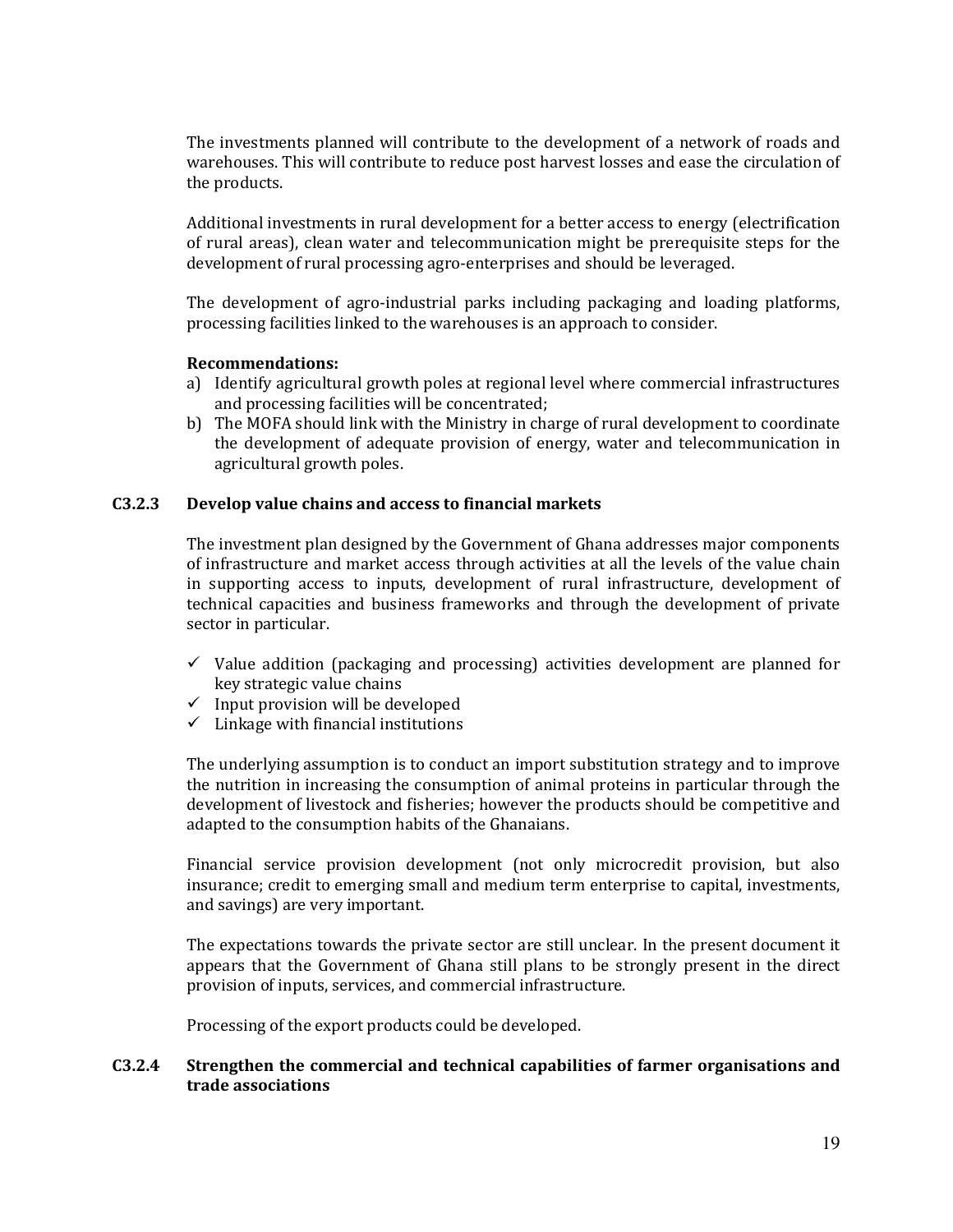The investments planned will contribute to the development of a network of roads and warehouses. This will contribute to reduce post harvest losses and ease the circulation of the products.

Additional investments in rural development for a better access to energy (electrification of rural areas), clean water and telecommunication might be prerequisite steps for the development of rural processing agro-enterprises and should be leveraged.

The development of agro-industrial parks including packaging and loading platforms, processing facilities linked to the warehouses is an approach to consider.

**Recommendations:**

a) Identify agricultural growth poles at regional level where commercial infrastructures and processing facilities will be concentrated;
b) The MOFA should link with the Ministry in charge of rural development to coordinate the development of adequate provision of energy, water and telecommunication in agricultural growth poles.

### C3.2.3 Develop value chains and access to financial markets

The investment plan designed by the Government of Ghana addresses major components of infrastructure and market access through activities at all the levels of the value chain in supporting access to inputs, development of rural infrastructure, development of technical capacities and business frameworks and through the development of private sector in particular.

- ✓ Value addition (packaging and processing) activities development are planned for key strategic value chains
- ✓ Input provision will be developed
- ✓ Linkage with financial institutions

The underlying assumption is to conduct an import substitution strategy and to improve the nutrition in increasing the consumption of animal proteins in particular through the development of livestock and fisheries; however the products should be competitive and adapted to the consumption habits of the Ghanaians.

Financial service provision development (not only microcredit provision, but also insurance; credit to emerging small and medium term enterprise to capital, investments, and savings) are very important.

The expectations towards the private sector are still unclear. In the present document it appears that the Government of Ghana still plans to be strongly present in the direct provision of inputs, services, and commercial infrastructure.

Processing of the export products could be developed.

### C3.2.4 Strengthen the commercial and technical capabilities of farmer organisations and trade associations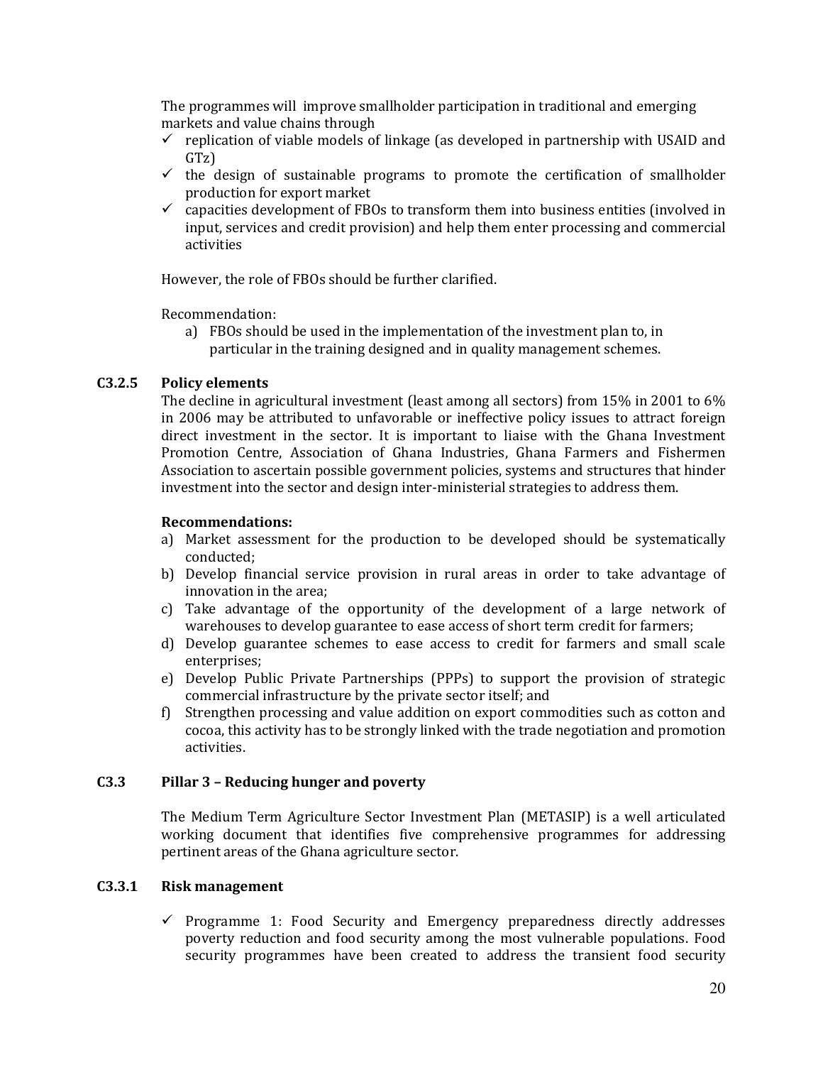The programmes will improve smallholder participation in traditional and emerging markets and value chains through

- ✓ replication of viable models of linkage (as developed in partnership with USAID and GTz)
- ✓ the design of sustainable programs to promote the certification of smallholder production for export market
- ✓ capacities development of FBOs to transform them into business entities (involved in input, services and credit provision) and help them enter processing and commercial activities

However, the role of FBOs should be further clarified.

Recommendation:

a) FBOs should be used in the implementation of the investment plan to, in particular in the training designed and in quality management schemes.

### C3.2.5 Policy elements

The decline in agricultural investment (least among all sectors) from 15% in 2001 to 6% in 2006 may be attributed to unfavorable or ineffective policy issues to attract foreign direct investment in the sector. It is important to liaise with the Ghana Investment Promotion Centre, Association of Ghana Industries, Ghana Farmers and Fishermen Association to ascertain possible government policies, systems and structures that hinder investment into the sector and design inter-ministerial strategies to address them.

**Recommendations:**

a) Market assessment for the production to be developed should be systematically conducted;
b) Develop financial service provision in rural areas in order to take advantage of innovation in the area;
c) Take advantage of the opportunity of the development of a large network of warehouses to develop guarantee to ease access of short term credit for farmers;
d) Develop guarantee schemes to ease access to credit for farmers and small scale enterprises;
e) Develop Public Private Partnerships (PPPs) to support the provision of strategic commercial infrastructure by the private sector itself; and
f) Strengthen processing and value addition on export commodities such as cotton and cocoa, this activity has to be strongly linked with the trade negotiation and promotion activities.

## C3.3 Pillar 3 – Reducing hunger and poverty

The Medium Term Agriculture Sector Investment Plan (METASIP) is a well articulated working document that identifies five comprehensive programmes for addressing pertinent areas of the Ghana agriculture sector.

### C3.3.1 Risk management

- ✓ Programme 1: Food Security and Emergency preparedness directly addresses poverty reduction and food security among the most vulnerable populations. Food security programmes have been created to address the transient food security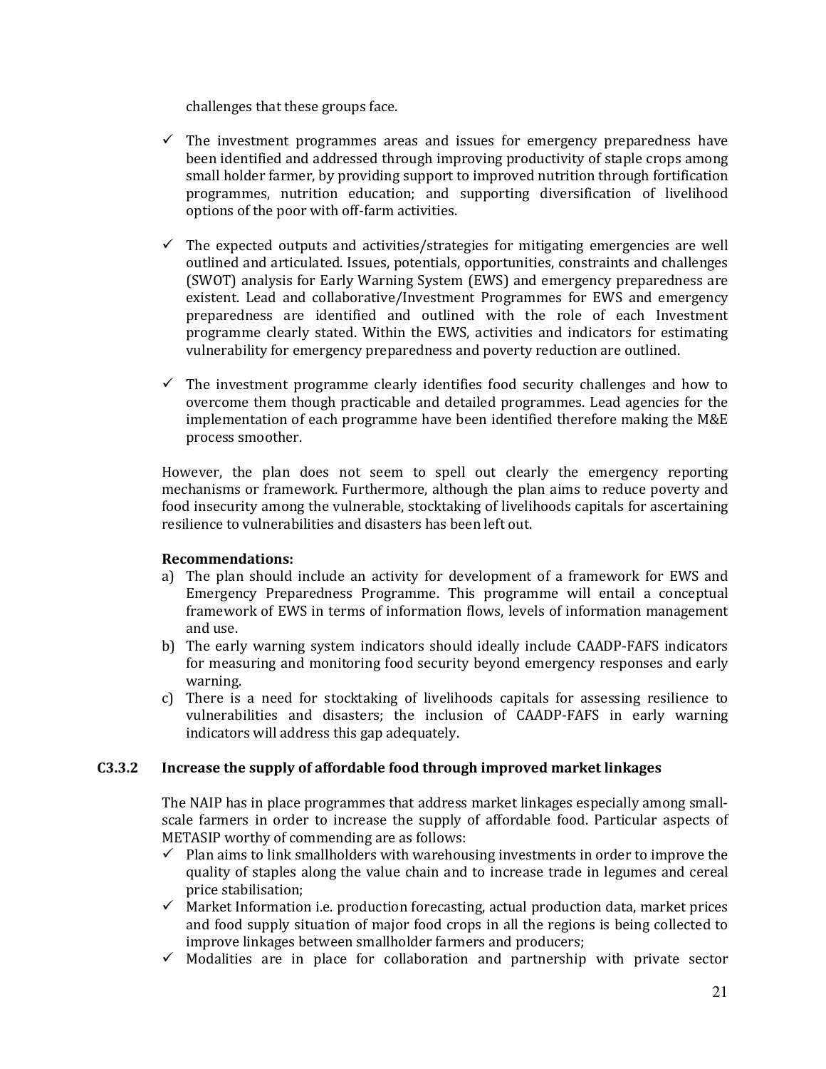challenges that these groups face.

- ✓ The investment programmes areas and issues for emergency preparedness have been identified and addressed through improving productivity of staple crops among small holder farmer, by providing support to improved nutrition through fortification programmes, nutrition education; and supporting diversification of livelihood options of the poor with off-farm activities.

- ✓ The expected outputs and activities/strategies for mitigating emergencies are well outlined and articulated. Issues, potentials, opportunities, constraints and challenges (SWOT) analysis for Early Warning System (EWS) and emergency preparedness are existent. Lead and collaborative/Investment Programmes for EWS and emergency preparedness are identified and outlined with the role of each Investment programme clearly stated. Within the EWS, activities and indicators for estimating vulnerability for emergency preparedness and poverty reduction are outlined.

- ✓ The investment programme clearly identifies food security challenges and how to overcome them though practicable and detailed programmes. Lead agencies for the implementation of each programme have been identified therefore making the M&E process smoother.

However, the plan does not seem to spell out clearly the emergency reporting mechanisms or framework. Furthermore, although the plan aims to reduce poverty and food insecurity among the vulnerable, stocktaking of livelihoods capitals for ascertaining resilience to vulnerabilities and disasters has been left out.

**Recommendations:**

a) The plan should include an activity for development of a framework for EWS and Emergency Preparedness Programme. This programme will entail a conceptual framework of EWS in terms of information flows, levels of information management and use.
b) The early warning system indicators should ideally include CAADP-FAFS indicators for measuring and monitoring food security beyond emergency responses and early warning.
c) There is a need for stocktaking of livelihoods capitals for assessing resilience to vulnerabilities and disasters; the inclusion of CAADP-FAFS in early warning indicators will address this gap adequately.

### C3.3.2 Increase the supply of affordable food through improved market linkages

The NAIP has in place programmes that address market linkages especially among small-scale farmers in order to increase the supply of affordable food. Particular aspects of METASIP worthy of commending are as follows:

- ✓ Plan aims to link smallholders with warehousing investments in order to improve the quality of staples along the value chain and to increase trade in legumes and cereal price stabilisation;
- ✓ Market Information i.e. production forecasting, actual production data, market prices and food supply situation of major food crops in all the regions is being collected to improve linkages between smallholder farmers and producers;
- ✓ Modalities are in place for collaboration and partnership with private sector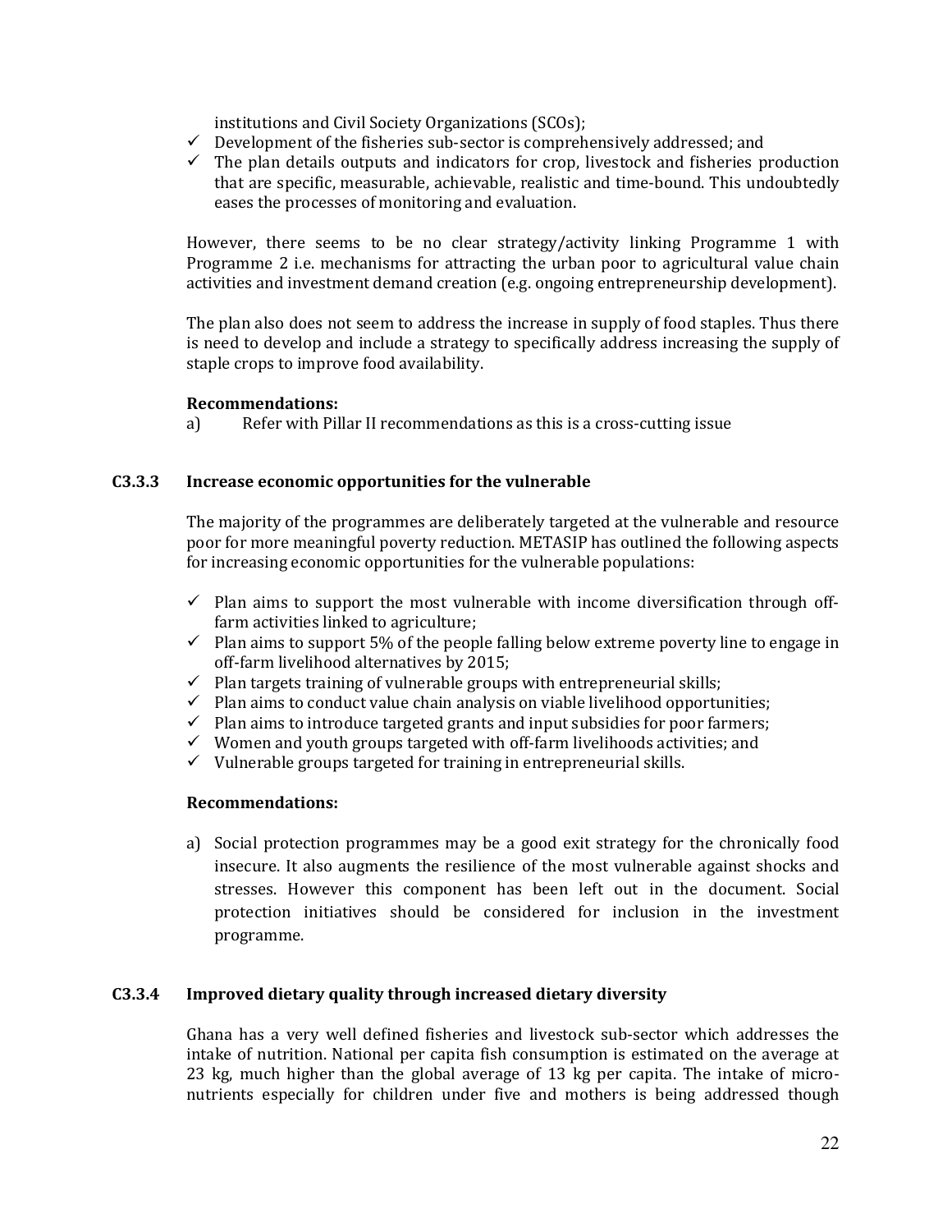institutions and Civil Society Organizations (SCOs);

- ✓ Development of the fisheries sub-sector is comprehensively addressed; and
- ✓ The plan details outputs and indicators for crop, livestock and fisheries production that are specific, measurable, achievable, realistic and time-bound. This undoubtedly eases the processes of monitoring and evaluation.

However, there seems to be no clear strategy/activity linking Programme 1 with Programme 2 i.e. mechanisms for attracting the urban poor to agricultural value chain activities and investment demand creation (e.g. ongoing entrepreneurship development).

The plan also does not seem to address the increase in supply of food staples. Thus there is need to develop and include a strategy to specifically address increasing the supply of staple crops to improve food availability.

**Recommendations:**

a) Refer with Pillar II recommendations as this is a cross-cutting issue

### C3.3.3 Increase economic opportunities for the vulnerable

The majority of the programmes are deliberately targeted at the vulnerable and resource poor for more meaningful poverty reduction. METASIP has outlined the following aspects for increasing economic opportunities for the vulnerable populations:

- ✓ Plan aims to support the most vulnerable with income diversification through off-farm activities linked to agriculture;
- ✓ Plan aims to support 5% of the people falling below extreme poverty line to engage in off-farm livelihood alternatives by 2015;
- ✓ Plan targets training of vulnerable groups with entrepreneurial skills;
- ✓ Plan aims to conduct value chain analysis on viable livelihood opportunities;
- ✓ Plan aims to introduce targeted grants and input subsidies for poor farmers;
- ✓ Women and youth groups targeted with off-farm livelihoods activities; and
- ✓ Vulnerable groups targeted for training in entrepreneurial skills.

**Recommendations:**

a) Social protection programmes may be a good exit strategy for the chronically food insecure. It also augments the resilience of the most vulnerable against shocks and stresses. However this component has been left out in the document. Social protection initiatives should be considered for inclusion in the investment programme.

### C3.3.4 Improved dietary quality through increased dietary diversity

Ghana has a very well defined fisheries and livestock sub-sector which addresses the intake of nutrition. National per capita fish consumption is estimated on the average at 23 kg, much higher than the global average of 13 kg per capita. The intake of micro-nutrients especially for children under five and mothers is being addressed though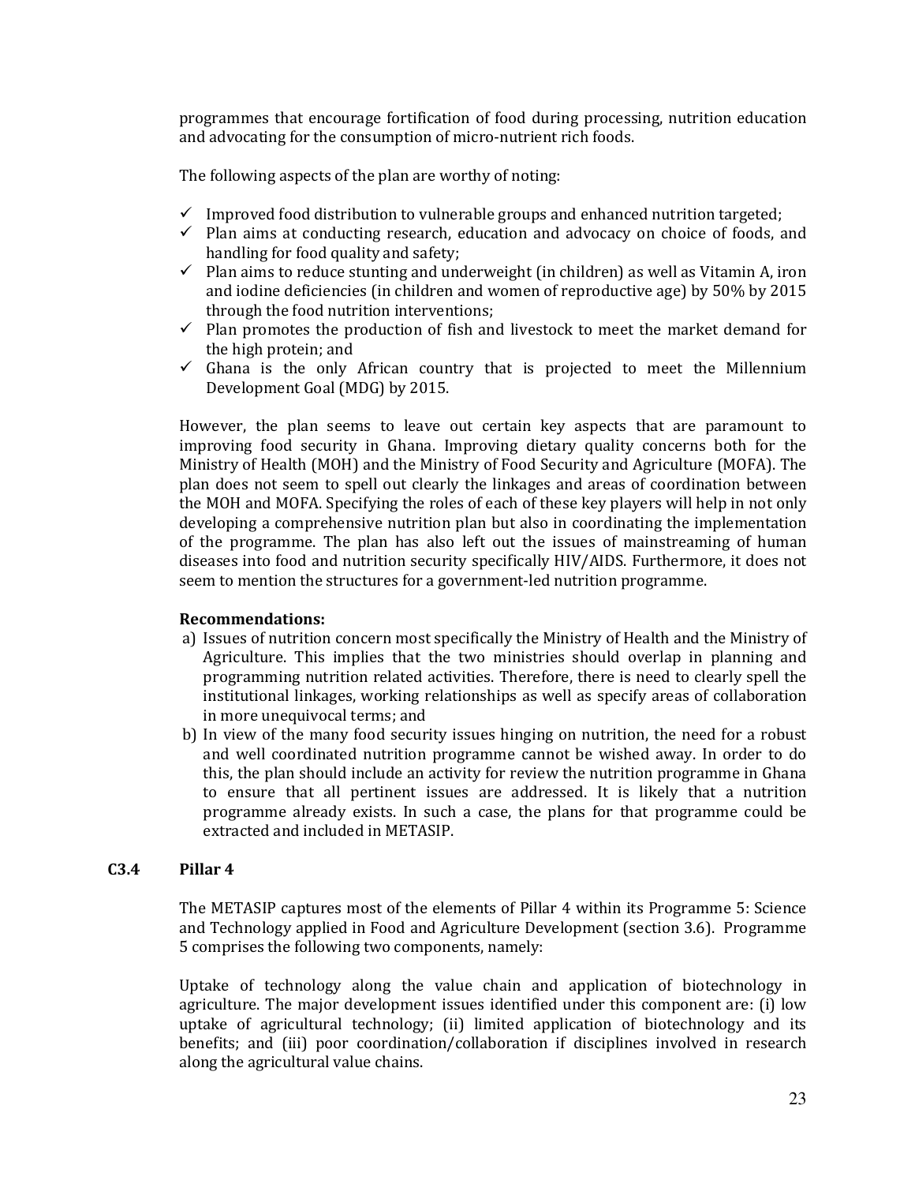programmes that encourage fortification of food during processing, nutrition education and advocating for the consumption of micro-nutrient rich foods.

The following aspects of the plan are worthy of noting:

- ✓ Improved food distribution to vulnerable groups and enhanced nutrition targeted;
- ✓ Plan aims at conducting research, education and advocacy on choice of foods, and handling for food quality and safety;
- ✓ Plan aims to reduce stunting and underweight (in children) as well as Vitamin A, iron and iodine deficiencies (in children and women of reproductive age) by 50% by 2015 through the food nutrition interventions;
- ✓ Plan promotes the production of fish and livestock to meet the market demand for the high protein; and
- ✓ Ghana is the only African country that is projected to meet the Millennium Development Goal (MDG) by 2015.

However, the plan seems to leave out certain key aspects that are paramount to improving food security in Ghana. Improving dietary quality concerns both for the Ministry of Health (MOH) and the Ministry of Food Security and Agriculture (MOFA). The plan does not seem to spell out clearly the linkages and areas of coordination between the MOH and MOFA. Specifying the roles of each of these key players will help in not only developing a comprehensive nutrition plan but also in coordinating the implementation of the programme. The plan has also left out the issues of mainstreaming of human diseases into food and nutrition security specifically HIV/AIDS. Furthermore, it does not seem to mention the structures for a government-led nutrition programme.

**Recommendations:**

a) Issues of nutrition concern most specifically the Ministry of Health and the Ministry of Agriculture. This implies that the two ministries should overlap in planning and programming nutrition related activities. Therefore, there is need to clearly spell the institutional linkages, working relationships as well as specify areas of collaboration in more unequivocal terms; and
b) In view of the many food security issues hinging on nutrition, the need for a robust and well coordinated nutrition programme cannot be wished away. In order to do this, the plan should include an activity for review the nutrition programme in Ghana to ensure that all pertinent issues are addressed. It is likely that a nutrition programme already exists. In such a case, the plans for that programme could be extracted and included in METASIP.

### C3.4 Pillar 4

The METASIP captures most of the elements of Pillar 4 within its Programme 5: Science and Technology applied in Food and Agriculture Development (section 3.6). Programme 5 comprises the following two components, namely:

Uptake of technology along the value chain and application of biotechnology in agriculture. The major development issues identified under this component are: (i) low uptake of agricultural technology; (ii) limited application of biotechnology and its benefits; and (iii) poor coordination/collaboration if disciplines involved in research along the agricultural value chains.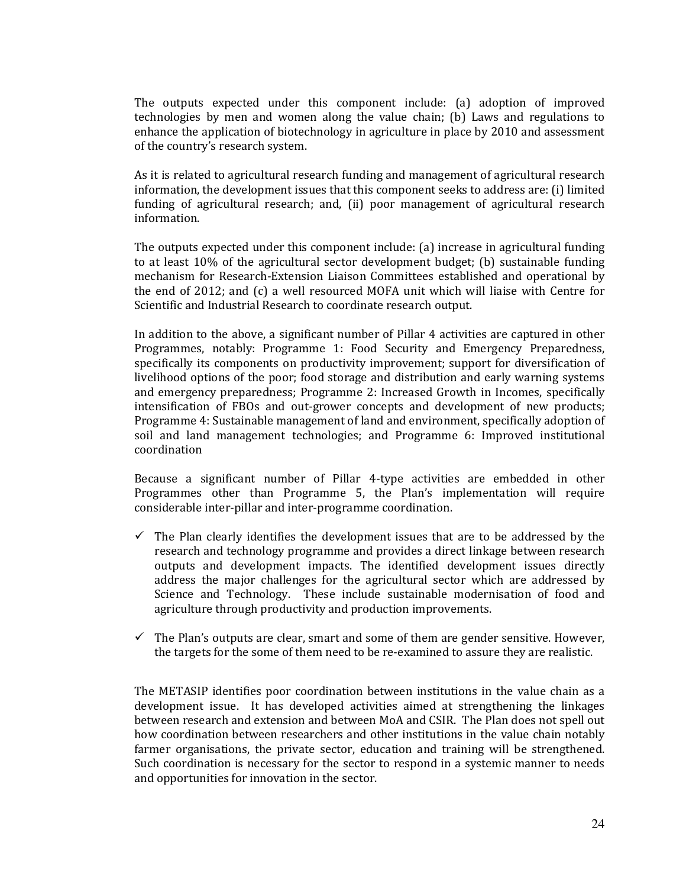The outputs expected under this component include: (a) adoption of improved technologies by men and women along the value chain; (b) Laws and regulations to enhance the application of biotechnology in agriculture in place by 2010 and assessment of the country's research system.

As it is related to agricultural research funding and management of agricultural research information, the development issues that this component seeks to address are: (i) limited funding of agricultural research; and, (ii) poor management of agricultural research information.

The outputs expected under this component include: (a) increase in agricultural funding to at least 10% of the agricultural sector development budget; (b) sustainable funding mechanism for Research-Extension Liaison Committees established and operational by the end of 2012; and (c) a well resourced MOFA unit which will liaise with Centre for Scientific and Industrial Research to coordinate research output.

In addition to the above, a significant number of Pillar 4 activities are captured in other Programmes, notably: Programme 1: Food Security and Emergency Preparedness, specifically its components on productivity improvement; support for diversification of livelihood options of the poor; food storage and distribution and early warning systems and emergency preparedness; Programme 2: Increased Growth in Incomes, specifically intensification of FBOs and out-grower concepts and development of new products; Programme 4: Sustainable management of land and environment, specifically adoption of soil and land management technologies; and Programme 6: Improved institutional coordination

Because a significant number of Pillar 4-type activities are embedded in other Programmes other than Programme 5, the Plan's implementation will require considerable inter-pillar and inter-programme coordination.

- ✓ The Plan clearly identifies the development issues that are to be addressed by the research and technology programme and provides a direct linkage between research outputs and development impacts. The identified development issues directly address the major challenges for the agricultural sector which are addressed by Science and Technology. These include sustainable modernisation of food and agriculture through productivity and production improvements.

- ✓ The Plan's outputs are clear, smart and some of them are gender sensitive. However, the targets for the some of them need to be re-examined to assure they are realistic.

The METASIP identifies poor coordination between institutions in the value chain as a development issue. It has developed activities aimed at strengthening the linkages between research and extension and between MoA and CSIR. The Plan does not spell out how coordination between researchers and other institutions in the value chain notably farmer organisations, the private sector, education and training will be strengthened. Such coordination is necessary for the sector to respond in a systemic manner to needs and opportunities for innovation in the sector.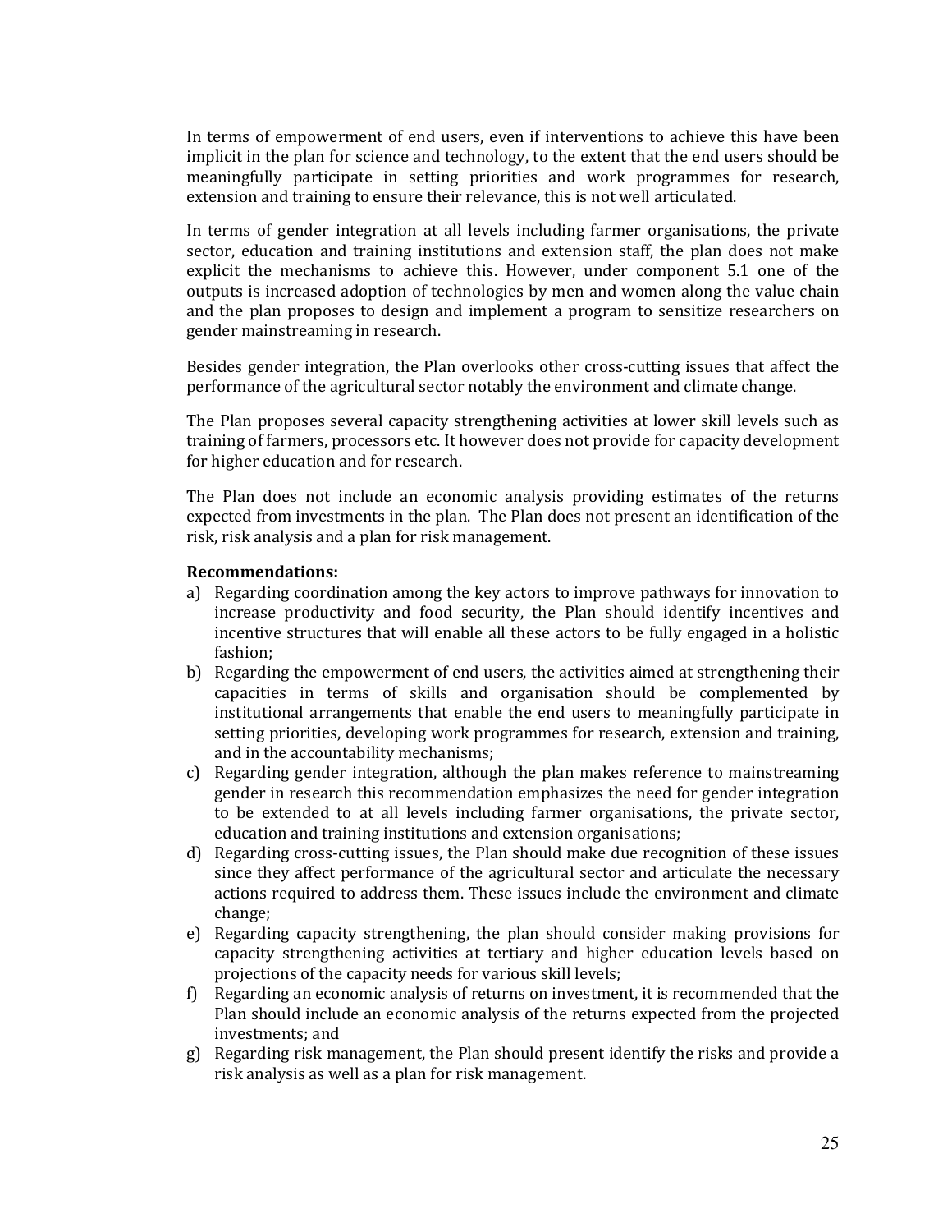In terms of empowerment of end users, even if interventions to achieve this have been implicit in the plan for science and technology, to the extent that the end users should be meaningfully participate in setting priorities and work programmes for research, extension and training to ensure their relevance, this is not well articulated.

In terms of gender integration at all levels including farmer organisations, the private sector, education and training institutions and extension staff, the plan does not make explicit the mechanisms to achieve this. However, under component 5.1 one of the outputs is increased adoption of technologies by men and women along the value chain and the plan proposes to design and implement a program to sensitize researchers on gender mainstreaming in research.

Besides gender integration, the Plan overlooks other cross-cutting issues that affect the performance of the agricultural sector notably the environment and climate change.

The Plan proposes several capacity strengthening activities at lower skill levels such as training of farmers, processors etc. It however does not provide for capacity development for higher education and for research.

The Plan does not include an economic analysis providing estimates of the returns expected from investments in the plan. The Plan does not present an identification of the risk, risk analysis and a plan for risk management.

**Recommendations:**

a) Regarding coordination among the key actors to improve pathways for innovation to increase productivity and food security, the Plan should identify incentives and incentive structures that will enable all these actors to be fully engaged in a holistic fashion;
b) Regarding the empowerment of end users, the activities aimed at strengthening their capacities in terms of skills and organisation should be complemented by institutional arrangements that enable the end users to meaningfully participate in setting priorities, developing work programmes for research, extension and training, and in the accountability mechanisms;
c) Regarding gender integration, although the plan makes reference to mainstreaming gender in research this recommendation emphasizes the need for gender integration to be extended to at all levels including farmer organisations, the private sector, education and training institutions and extension organisations;
d) Regarding cross-cutting issues, the Plan should make due recognition of these issues since they affect performance of the agricultural sector and articulate the necessary actions required to address them. These issues include the environment and climate change;
e) Regarding capacity strengthening, the plan should consider making provisions for capacity strengthening activities at tertiary and higher education levels based on projections of the capacity needs for various skill levels;
f) Regarding an economic analysis of returns on investment, it is recommended that the Plan should include an economic analysis of the returns expected from the projected investments; and
g) Regarding risk management, the Plan should present identify the risks and provide a risk analysis as well as a plan for risk management.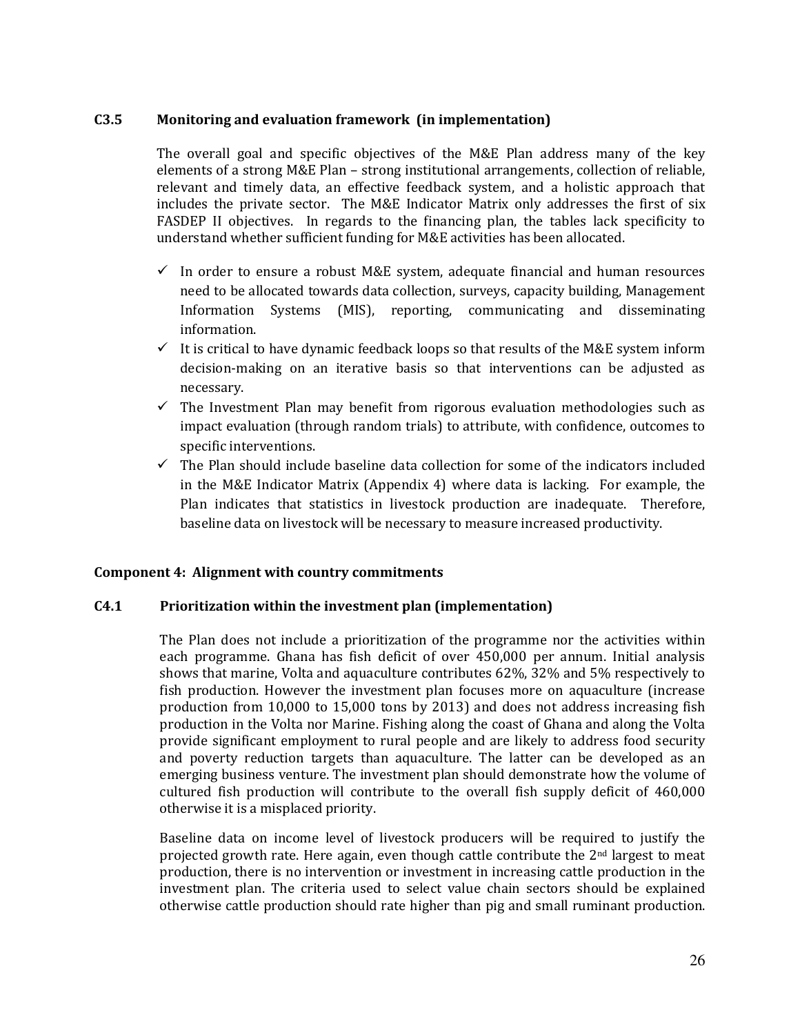### C3.5 Monitoring and evaluation framework (in implementation)

The overall goal and specific objectives of the M&E Plan address many of the key elements of a strong M&E Plan – strong institutional arrangements, collection of reliable, relevant and timely data, an effective feedback system, and a holistic approach that includes the private sector. The M&E Indicator Matrix only addresses the first of six FASDEP II objectives. In regards to the financing plan, the tables lack specificity to understand whether sufficient funding for M&E activities has been allocated.

- ✓ In order to ensure a robust M&E system, adequate financial and human resources need to be allocated towards data collection, surveys, capacity building, Management Information Systems (MIS), reporting, communicating and disseminating information.
- ✓ It is critical to have dynamic feedback loops so that results of the M&E system inform decision-making on an iterative basis so that interventions can be adjusted as necessary.
- ✓ The Investment Plan may benefit from rigorous evaluation methodologies such as impact evaluation (through random trials) to attribute, with confidence, outcomes to specific interventions.
- ✓ The Plan should include baseline data collection for some of the indicators included in the M&E Indicator Matrix (Appendix 4) where data is lacking. For example, the Plan indicates that statistics in livestock production are inadequate. Therefore, baseline data on livestock will be necessary to measure increased productivity.

## Component 4: Alignment with country commitments

### C4.1 Prioritization within the investment plan (implementation)

The Plan does not include a prioritization of the programme nor the activities within each programme. Ghana has fish deficit of over 450,000 per annum. Initial analysis shows that marine, Volta and aquaculture contributes 62%, 32% and 5% respectively to fish production. However the investment plan focuses more on aquaculture (increase production from 10,000 to 15,000 tons by 2013) and does not address increasing fish production in the Volta nor Marine. Fishing along the coast of Ghana and along the Volta provide significant employment to rural people and are likely to address food security and poverty reduction targets than aquaculture. The latter can be developed as an emerging business venture. The investment plan should demonstrate how the volume of cultured fish production will contribute to the overall fish supply deficit of 460,000 otherwise it is a misplaced priority.

Baseline data on income level of livestock producers will be required to justify the projected growth rate. Here again, even though cattle contribute the 2nd largest to meat production, there is no intervention or investment in increasing cattle production in the investment plan. The criteria used to select value chain sectors should be explained otherwise cattle production should rate higher than pig and small ruminant production.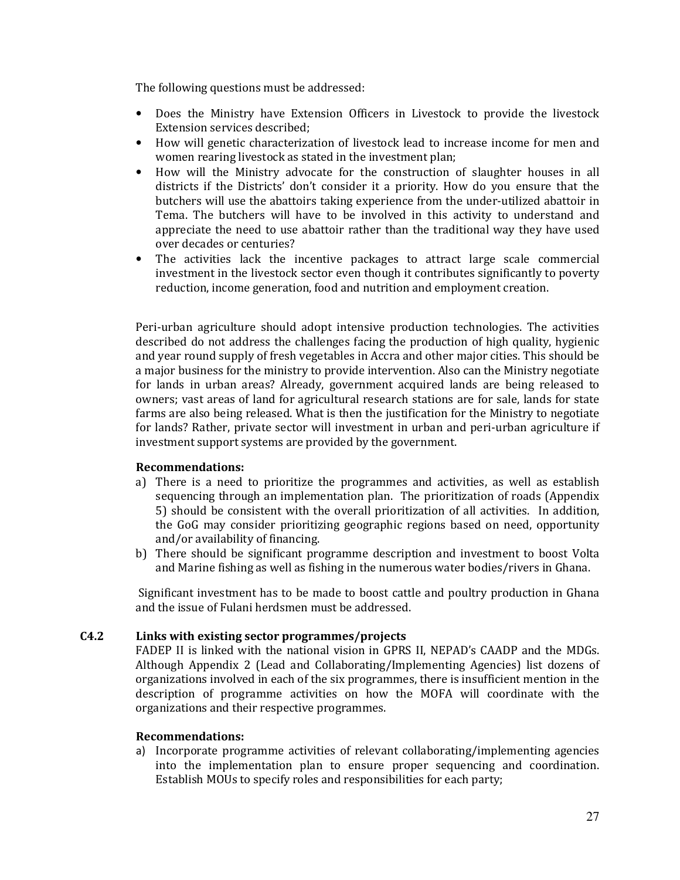The following questions must be addressed:

- Does the Ministry have Extension Officers in Livestock to provide the livestock Extension services described;
- How will genetic characterization of livestock lead to increase income for men and women rearing livestock as stated in the investment plan;
- How will the Ministry advocate for the construction of slaughter houses in all districts if the Districts' don't consider it a priority. How do you ensure that the butchers will use the abattoirs taking experience from the under-utilized abattoir in Tema. The butchers will have to be involved in this activity to understand and appreciate the need to use abattoir rather than the traditional way they have used over decades or centuries?
- The activities lack the incentive packages to attract large scale commercial investment in the livestock sector even though it contributes significantly to poverty reduction, income generation, food and nutrition and employment creation.

Peri-urban agriculture should adopt intensive production technologies. The activities described do not address the challenges facing the production of high quality, hygienic and year round supply of fresh vegetables in Accra and other major cities. This should be a major business for the ministry to provide intervention. Also can the Ministry negotiate for lands in urban areas? Already, government acquired lands are being released to owners; vast areas of land for agricultural research stations are for sale, lands for state farms are also being released. What is then the justification for the Ministry to negotiate for lands? Rather, private sector will investment in urban and peri-urban agriculture if investment support systems are provided by the government.

**Recommendations:**

a) There is a need to prioritize the programmes and activities, as well as establish sequencing through an implementation plan. The prioritization of roads (Appendix 5) should be consistent with the overall prioritization of all activities. In addition, the GoG may consider prioritizing geographic regions based on need, opportunity and/or availability of financing.
b) There should be significant programme description and investment to boost Volta and Marine fishing as well as fishing in the numerous water bodies/rivers in Ghana.

Significant investment has to be made to boost cattle and poultry production in Ghana and the issue of Fulani herdsmen must be addressed.

### C4.2 Links with existing sector programmes/projects

FADEP II is linked with the national vision in GPRS II, NEPAD's CAADP and the MDGs. Although Appendix 2 (Lead and Collaborating/Implementing Agencies) list dozens of organizations involved in each of the six programmes, there is insufficient mention in the description of programme activities on how the MOFA will coordinate with the organizations and their respective programmes.

**Recommendations:**

a) Incorporate programme activities of relevant collaborating/implementing agencies into the implementation plan to ensure proper sequencing and coordination. Establish MOUs to specify roles and responsibilities for each party;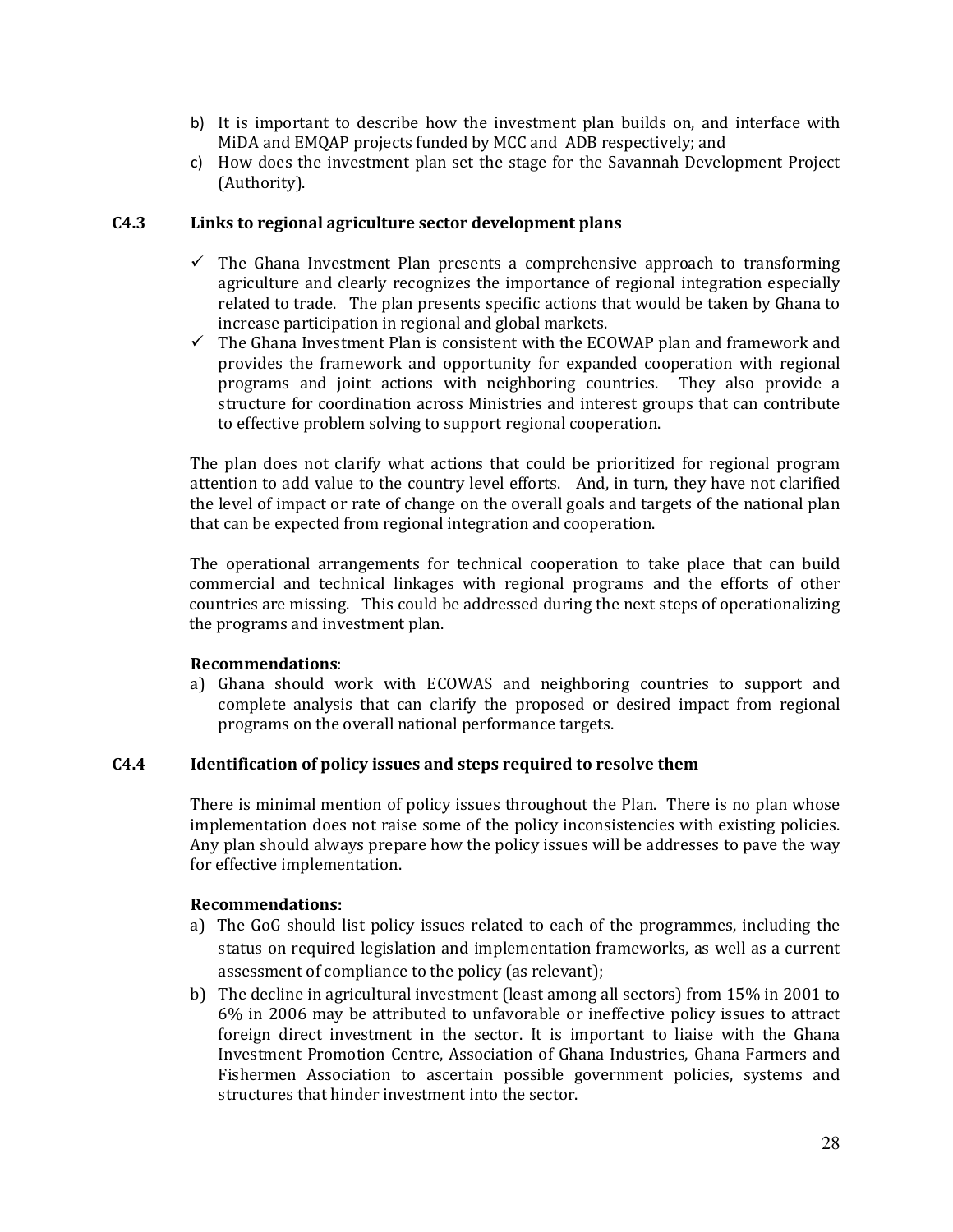b) It is important to describe how the investment plan builds on, and interface with MiDA and EMQAP projects funded by MCC and ADB respectively; and
c) How does the investment plan set the stage for the Savannah Development Project (Authority).

### C4.3 Links to regional agriculture sector development plans

- ✓ The Ghana Investment Plan presents a comprehensive approach to transforming agriculture and clearly recognizes the importance of regional integration especially related to trade. The plan presents specific actions that would be taken by Ghana to increase participation in regional and global markets.
- ✓ The Ghana Investment Plan is consistent with the ECOWAP plan and framework and provides the framework and opportunity for expanded cooperation with regional programs and joint actions with neighboring countries. They also provide a structure for coordination across Ministries and interest groups that can contribute to effective problem solving to support regional cooperation.

The plan does not clarify what actions that could be prioritized for regional program attention to add value to the country level efforts. And, in turn, they have not clarified the level of impact or rate of change on the overall goals and targets of the national plan that can be expected from regional integration and cooperation.

The operational arrangements for technical cooperation to take place that can build commercial and technical linkages with regional programs and the efforts of other countries are missing. This could be addressed during the next steps of operationalizing the programs and investment plan.

**Recommendations**:

a) Ghana should work with ECOWAS and neighboring countries to support and complete analysis that can clarify the proposed or desired impact from regional programs on the overall national performance targets.

### C4.4 Identification of policy issues and steps required to resolve them

There is minimal mention of policy issues throughout the Plan. There is no plan whose implementation does not raise some of the policy inconsistencies with existing policies. Any plan should always prepare how the policy issues will be addresses to pave the way for effective implementation.

**Recommendations:**

a) The GoG should list policy issues related to each of the programmes, including the status on required legislation and implementation frameworks, as well as a current assessment of compliance to the policy (as relevant);
b) The decline in agricultural investment (least among all sectors) from 15% in 2001 to 6% in 2006 may be attributed to unfavorable or ineffective policy issues to attract foreign direct investment in the sector. It is important to liaise with the Ghana Investment Promotion Centre, Association of Ghana Industries, Ghana Farmers and Fishermen Association to ascertain possible government policies, systems and structures that hinder investment into the sector.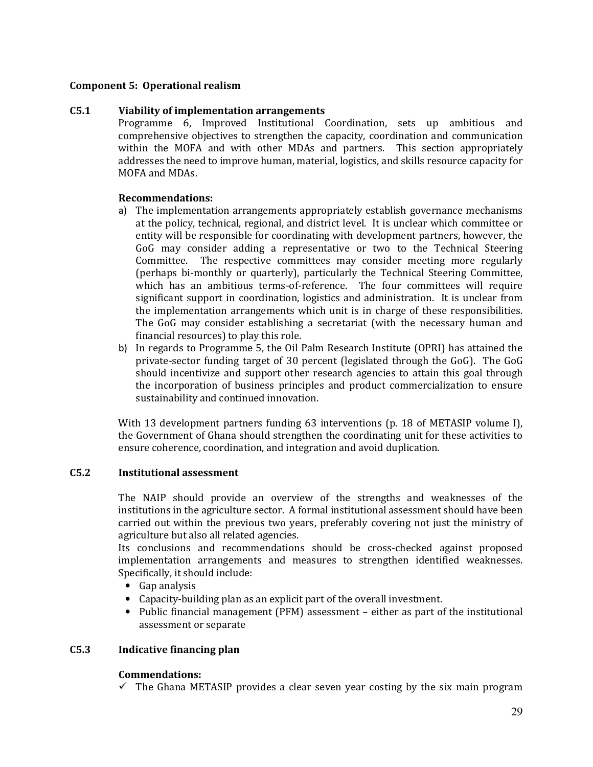**Component 5: Operational realism**

**C5.1 Viability of implementation arrangements**

Programme 6, Improved Institutional Coordination, sets up ambitious and comprehensive objectives to strengthen the capacity, coordination and communication within the MOFA and with other MDAs and partners. This section appropriately addresses the need to improve human, material, logistics, and skills resource capacity for MOFA and MDAs.

**Recommendations:**

a) The implementation arrangements appropriately establish governance mechanisms at the policy, technical, regional, and district level. It is unclear which committee or entity will be responsible for coordinating with development partners, however, the GoG may consider adding a representative or two to the Technical Steering Committee. The respective committees may consider meeting more regularly (perhaps bi-monthly or quarterly), particularly the Technical Steering Committee, which has an ambitious terms-of-reference. The four committees will require significant support in coordination, logistics and administration. It is unclear from the implementation arrangements which unit is in charge of these responsibilities. The GoG may consider establishing a secretariat (with the necessary human and financial resources) to play this role.

b) In regards to Programme 5, the Oil Palm Research Institute (OPRI) has attained the private-sector funding target of 30 percent (legislated through the GoG). The GoG should incentivize and support other research agencies to attain this goal through the incorporation of business principles and product commercialization to ensure sustainability and continued innovation.

With 13 development partners funding 63 interventions (p. 18 of METASIP volume I), the Government of Ghana should strengthen the coordinating unit for these activities to ensure coherence, coordination, and integration and avoid duplication.

**C5.2 Institutional assessment**

The NAIP should provide an overview of the strengths and weaknesses of the institutions in the agriculture sector. A formal institutional assessment should have been carried out within the previous two years, preferably covering not just the ministry of agriculture but also all related agencies.

Its conclusions and recommendations should be cross-checked against proposed implementation arrangements and measures to strengthen identified weaknesses. Specifically, it should include:

- Gap analysis
- Capacity-building plan as an explicit part of the overall investment.
- Public financial management (PFM) assessment – either as part of the institutional assessment or separate

**C5.3 Indicative financing plan**

**Commendations:**

✓ The Ghana METASIP provides a clear seven year costing by the six main program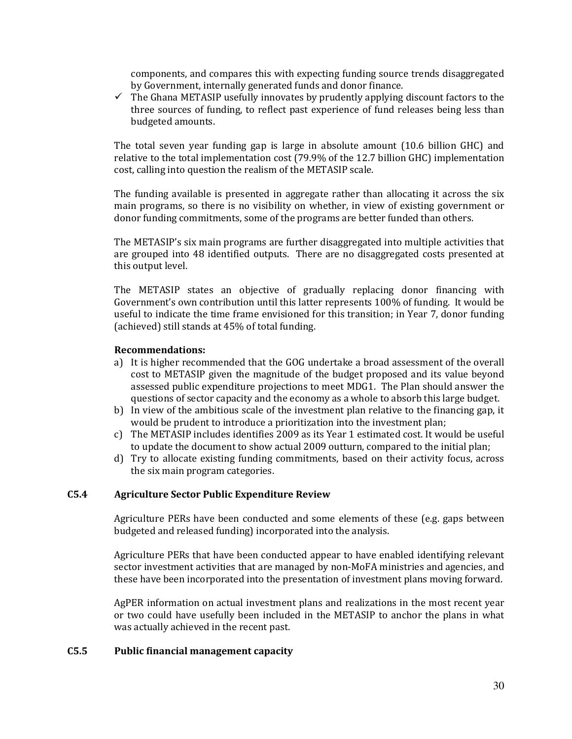components, and compares this with expecting funding source trends disaggregated by Government, internally generated funds and donor finance.

- ✓ The Ghana METASIP usefully innovates by prudently applying discount factors to the three sources of funding, to reflect past experience of fund releases being less than budgeted amounts.

The total seven year funding gap is large in absolute amount (10.6 billion GHC) and relative to the total implementation cost (79.9% of the 12.7 billion GHC) implementation cost, calling into question the realism of the METASIP scale.

The funding available is presented in aggregate rather than allocating it across the six main programs, so there is no visibility on whether, in view of existing government or donor funding commitments, some of the programs are better funded than others.

The METASIP's six main programs are further disaggregated into multiple activities that are grouped into 48 identified outputs. There are no disaggregated costs presented at this output level.

The METASIP states an objective of gradually replacing donor financing with Government's own contribution until this latter represents 100% of funding. It would be useful to indicate the time frame envisioned for this transition; in Year 7, donor funding (achieved) still stands at 45% of total funding.

**Recommendations:**

a) It is higher recommended that the GOG undertake a broad assessment of the overall cost to METASIP given the magnitude of the budget proposed and its value beyond assessed public expenditure projections to meet MDG1. The Plan should answer the questions of sector capacity and the economy as a whole to absorb this large budget.

b) In view of the ambitious scale of the investment plan relative to the financing gap, it would be prudent to introduce a prioritization into the investment plan;

c) The METASIP includes identifies 2009 as its Year 1 estimated cost. It would be useful to update the document to show actual 2009 outturn, compared to the initial plan;

d) Try to allocate existing funding commitments, based on their activity focus, across the six main program categories.

### C5.4 Agriculture Sector Public Expenditure Review

Agriculture PERs have been conducted and some elements of these (e.g. gaps between budgeted and released funding) incorporated into the analysis.

Agriculture PERs that have been conducted appear to have enabled identifying relevant sector investment activities that are managed by non-MoFA ministries and agencies, and these have been incorporated into the presentation of investment plans moving forward.

AgPER information on actual investment plans and realizations in the most recent year or two could have usefully been included in the METASIP to anchor the plans in what was actually achieved in the recent past.

### C5.5 Public financial management capacity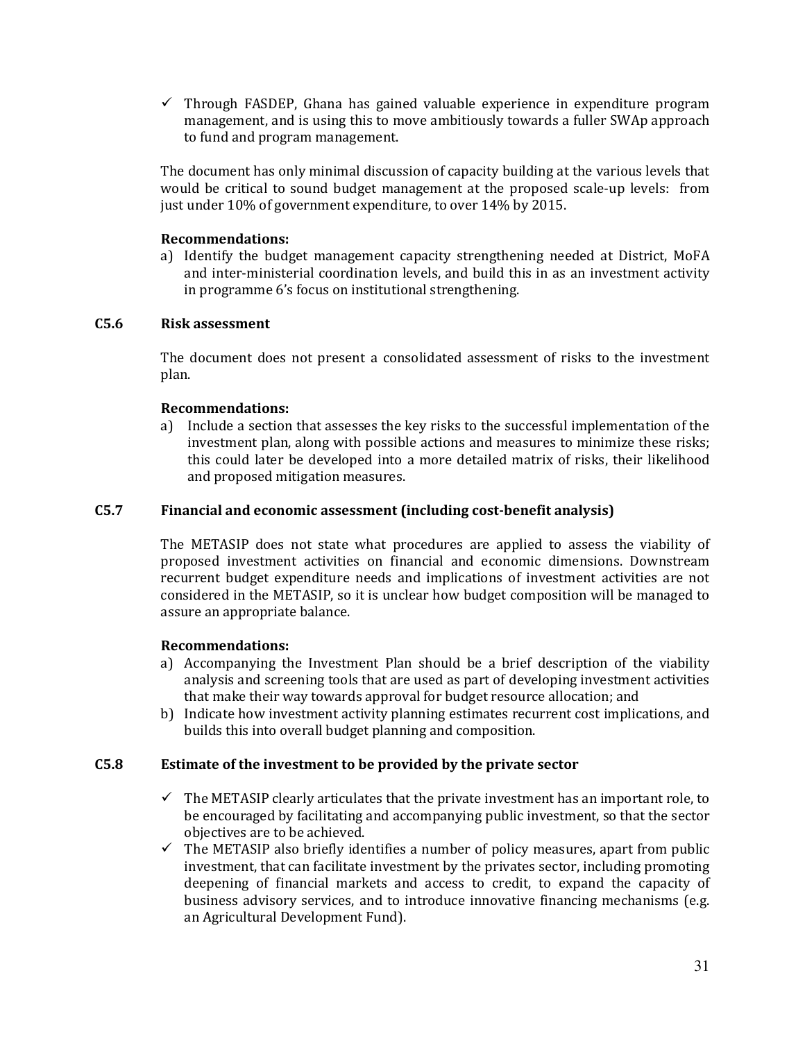- ✓ Through FASDEP, Ghana has gained valuable experience in expenditure program management, and is using this to move ambitiously towards a fuller SWAp approach to fund and program management.

The document has only minimal discussion of capacity building at the various levels that would be critical to sound budget management at the proposed scale-up levels: from just under 10% of government expenditure, to over 14% by 2015.

**Recommendations:**

a) Identify the budget management capacity strengthening needed at District, MoFA and inter-ministerial coordination levels, and build this in as an investment activity in programme 6's focus on institutional strengthening.

### C5.6 Risk assessment

The document does not present a consolidated assessment of risks to the investment plan.

**Recommendations:**

a) Include a section that assesses the key risks to the successful implementation of the investment plan, along with possible actions and measures to minimize these risks; this could later be developed into a more detailed matrix of risks, their likelihood and proposed mitigation measures.

### C5.7 Financial and economic assessment (including cost-benefit analysis)

The METASIP does not state what procedures are applied to assess the viability of proposed investment activities on financial and economic dimensions. Downstream recurrent budget expenditure needs and implications of investment activities are not considered in the METASIP, so it is unclear how budget composition will be managed to assure an appropriate balance.

**Recommendations:**

a) Accompanying the Investment Plan should be a brief description of the viability analysis and screening tools that are used as part of developing investment activities that make their way towards approval for budget resource allocation; and
b) Indicate how investment activity planning estimates recurrent cost implications, and builds this into overall budget planning and composition.

### C5.8 Estimate of the investment to be provided by the private sector

- ✓ The METASIP clearly articulates that the private investment has an important role, to be encouraged by facilitating and accompanying public investment, so that the sector objectives are to be achieved.
- ✓ The METASIP also briefly identifies a number of policy measures, apart from public investment, that can facilitate investment by the privates sector, including promoting deepening of financial markets and access to credit, to expand the capacity of business advisory services, and to introduce innovative financing mechanisms (e.g. an Agricultural Development Fund).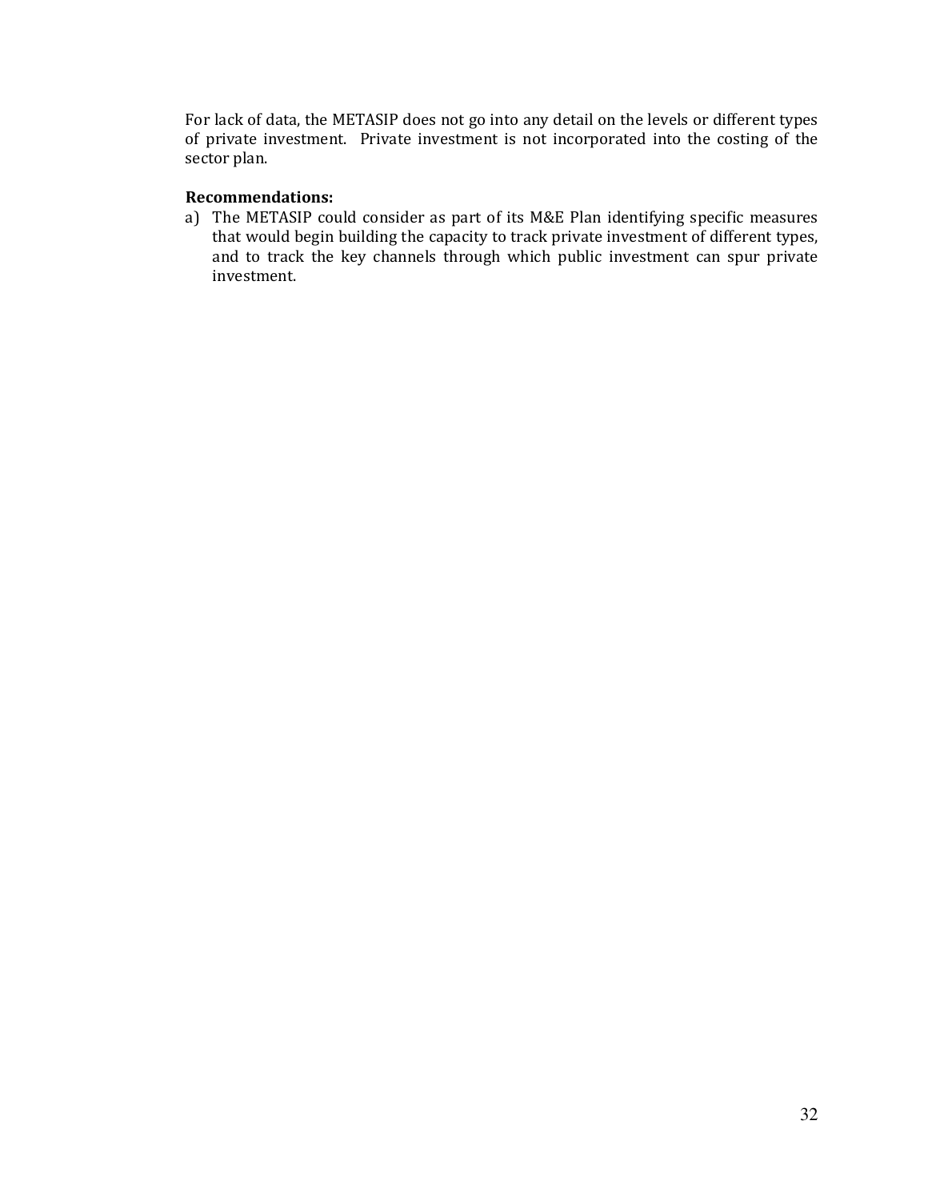For lack of data, the METASIP does not go into any detail on the levels or different types of private investment. Private investment is not incorporated into the costing of the sector plan.

**Recommendations:**

a) The METASIP could consider as part of its M&E Plan identifying specific measures that would begin building the capacity to track private investment of different types, and to track the key channels through which public investment can spur private investment.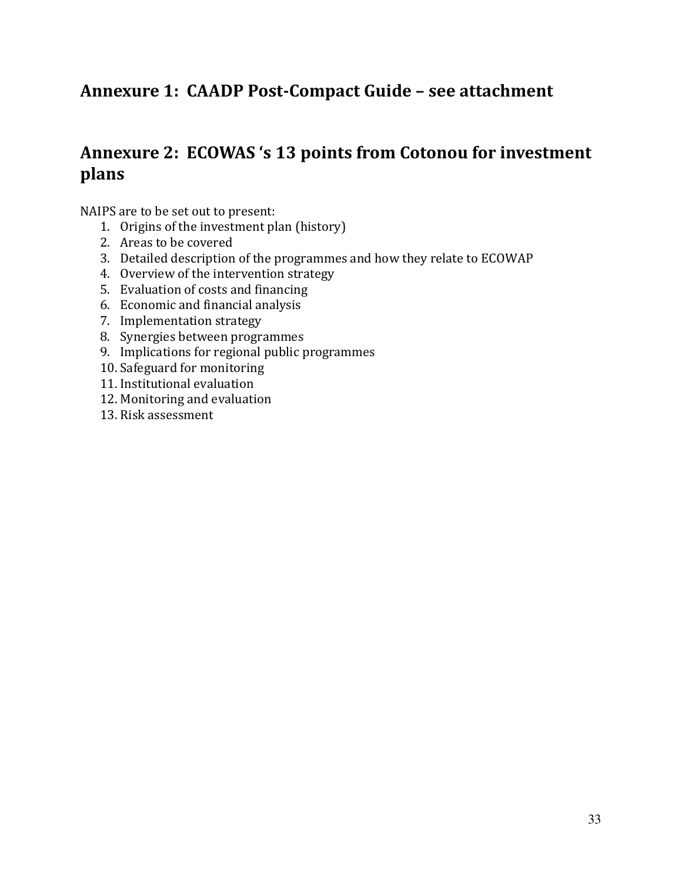## Annexure 1: CAADP Post-Compact Guide – see attachment

## Annexure 2: ECOWAS 's 13 points from Cotonou for investment plans

NAIPS are to be set out to present:

1. Origins of the investment plan (history)
2. Areas to be covered
3. Detailed description of the programmes and how they relate to ECOWAP
4. Overview of the intervention strategy
5. Evaluation of costs and financing
6. Economic and financial analysis
7. Implementation strategy
8. Synergies between programmes
9. Implications for regional public programmes
10. Safeguard for monitoring
11. Institutional evaluation
12. Monitoring and evaluation
13. Risk assessment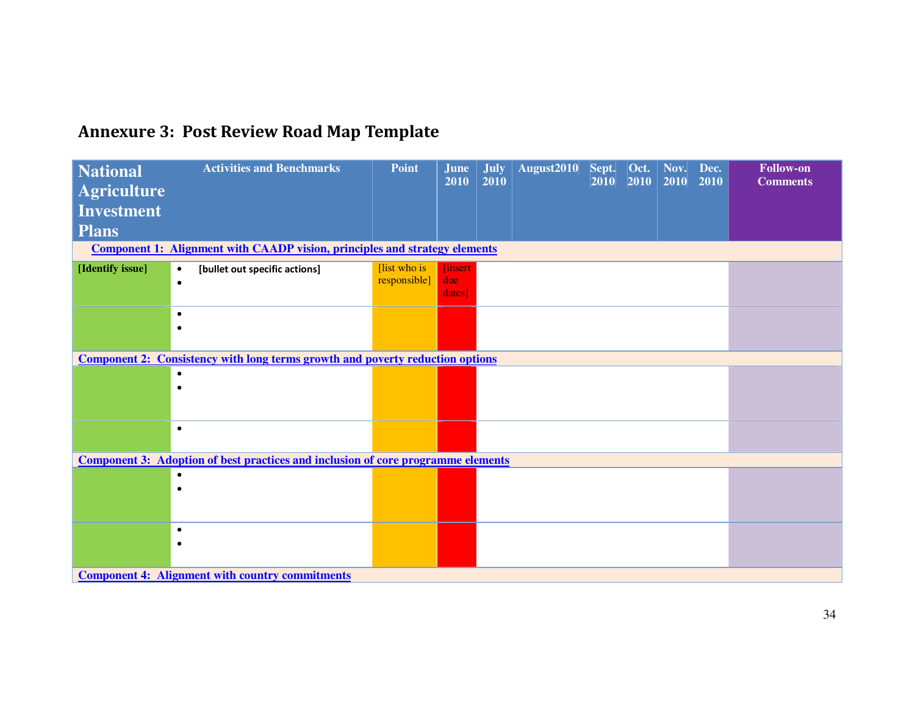## Annexure 3: Post Review Road Map Template

| National Agriculture Investment Plans | Activities and Benchmarks | Point | June 2010 | July 2010 | August2010 | Sept. 2010 | Oct. 2010 | Nov. 2010 | Dec. 2010 | Follow-on Comments |
|---|---|---|---|---|---|---|---|---|---|---|
| **Component 1: Alignment with CAADP vision, principles and strategy elements** | | | | | | | | | | |
| **[Identify issue]** | • **[bullet out specific actions]**<br>• | [list who is responsible] | [insert due dates] | | | | | | | |
| | •<br>• | | | | | | | | | |
| **Component 2: Consistency with long terms growth and poverty reduction options** | | | | | | | | | | |
| | •<br>• | | | | | | | | | |
| | • | | | | | | | | | |
| **Component 3: Adoption of best practices and inclusion of core programme elements** | | | | | | | | | | |
| | •<br>• | | | | | | | | | |
| | •<br>• | | | | | | | | | |
| **Component 4: Alignment with country commitments** | | | | | | | | | | |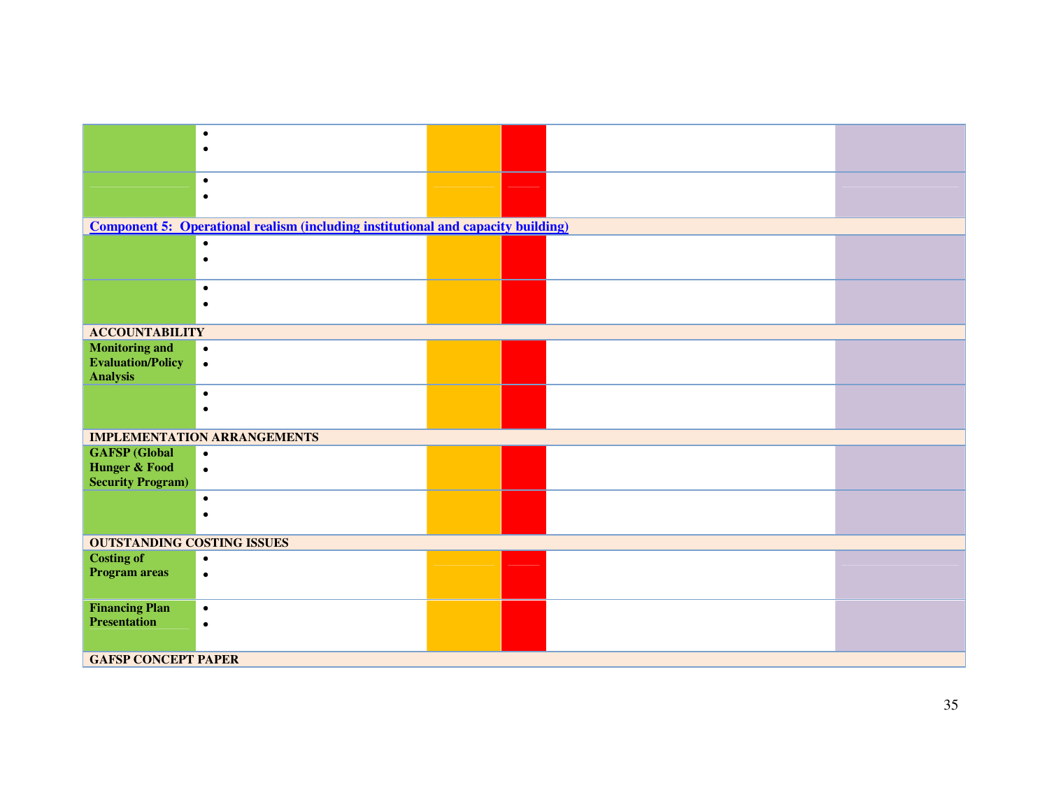| | | | | | |
|---|---|---|---|---|---|
| | • <br> • | | | | |
| | • <br> • | | | | |
| **Component 5: Operational realism (including institutional and capacity building)** | | | | | |
| | • <br> • | | | | |
| | • <br> • | | | | |
| **ACCOUNTABILITY** | | | | | |
| **Monitoring and Evaluation/Policy Analysis** | • <br> • | | | | |
| | • <br> • | | | | |
| **IMPLEMENTATION ARRANGEMENTS** | | | | | |
| **GAFSP (Global Hunger & Food Security Program)** | • <br> • | | | | |
| | • <br> • | | | | |
| **OUTSTANDING COSTING ISSUES** | | | | | |
| **Costing of Program areas** | • <br> • | | | | |
| **Financing Plan Presentation** | • <br> • | | | | |
| **GAFSP CONCEPT PAPER** | | | | | |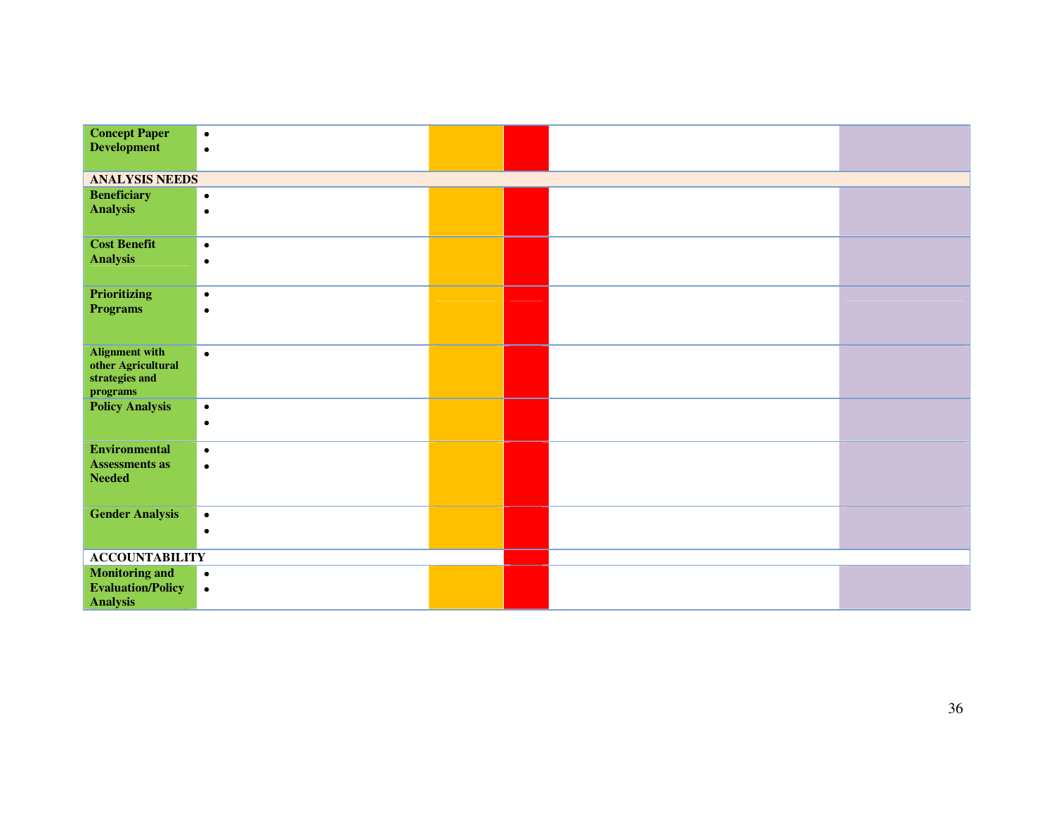| | | | | | |
|---|---|---|---|---|---|
| **Concept Paper Development** | • <br> • | | | | |
| **ANALYSIS NEEDS** | | | | | |
| **Beneficiary Analysis** | • <br> • | | | | |
| **Cost Benefit Analysis** | • <br> • | | | | |
| **Prioritizing Programs** | • <br> • | | | | |
| **Alignment with other Agricultural strategies and programs** | • | | | | |
| **Policy Analysis** | • <br> • | | | | |
| **Environmental Assessments as Needed** | • <br> • | | | | |
| **Gender Analysis** | • <br> • | | | | |
| **ACCOUNTABILITY** | | | | | |
| **Monitoring and Evaluation/Policy Analysis** | • <br> • | | | | |